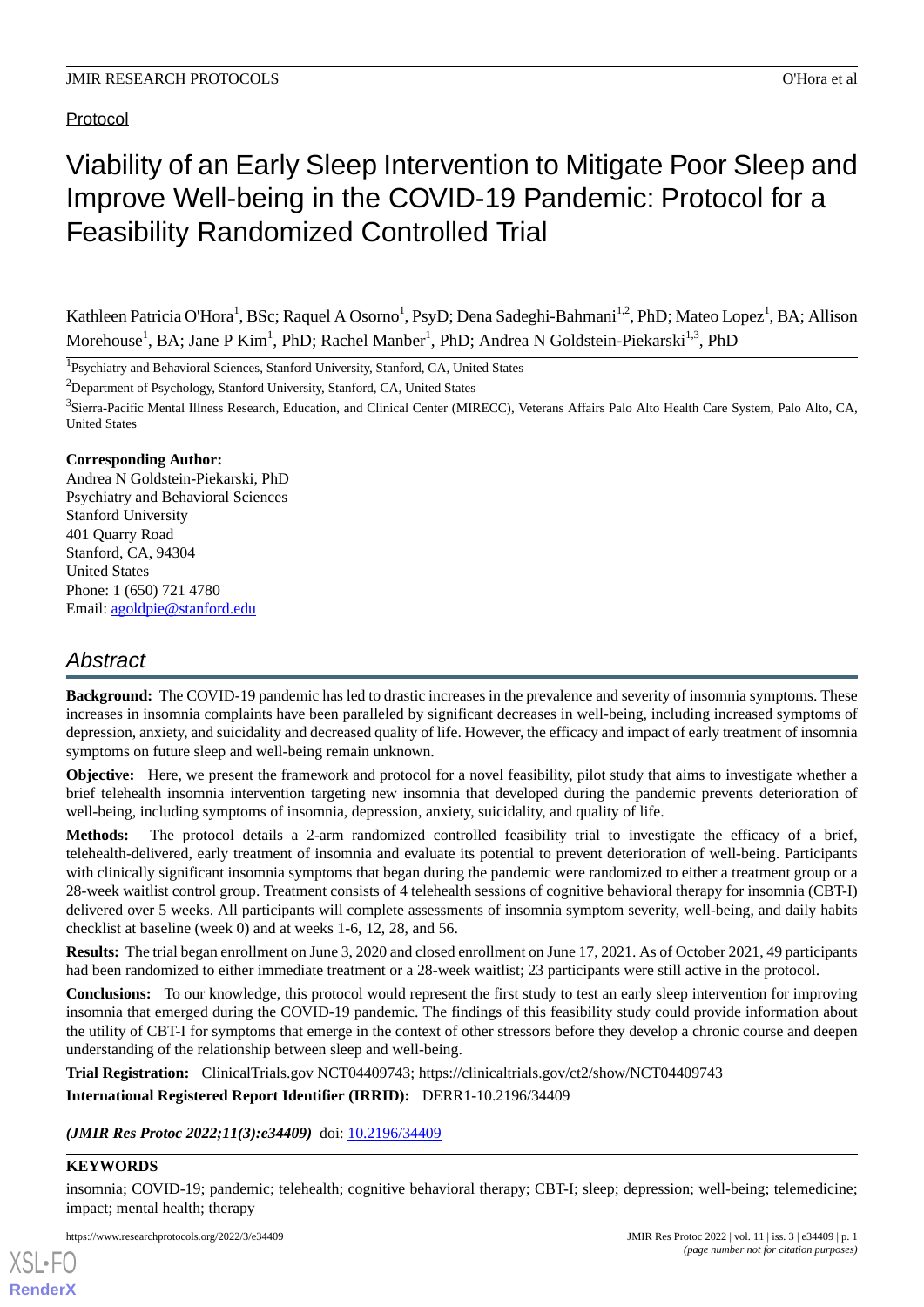Protocol

# Viability of an Early Sleep Intervention to Mitigate Poor Sleep and Improve Well-being in the COVID-19 Pandemic: Protocol for a Feasibility Randomized Controlled Trial

Kathleen Patricia O'Hora[1], BSc; Raquel A Osorno[1], PsyD; Dena Sadeghi-Bahmani[1,2], PhD; Mateo Lopez[1], BA; Allison Morehouse[1], BA; Jane P Kim[1], PhD; Rachel Manber[1], PhD; Andrea N Goldstein-Piekarski[1,3], PhD

[1]Psychiatry and Behavioral Sciences, Stanford University, Stanford, CA, United States

[2]Department of Psychology, Stanford University, Stanford, CA, United States

[3]Sierra-Pacific Mental Illness Research, Education, and Clinical Center (MIRECC), Veterans Affairs Palo Alto Health Care System, Palo Alto, CA, United States

**Corresponding Author:**
Andrea N Goldstein-Piekarski, PhD
Psychiatry and Behavioral Sciences
Stanford University
401 Quarry Road
Stanford, CA, 94304
United States
Phone: 1 (650) 721 4780
Email: agoldpie@stanford.edu

## Abstract

**Background:** The COVID-19 pandemic has led to drastic increases in the prevalence and severity of insomnia symptoms. These increases in insomnia complaints have been paralleled by significant decreases in well-being, including increased symptoms of depression, anxiety, and suicidality and decreased quality of life. However, the efficacy and impact of early treatment of insomnia symptoms on future sleep and well-being remain unknown.

**Objective:** Here, we present the framework and protocol for a novel feasibility, pilot study that aims to investigate whether a brief telehealth insomnia intervention targeting new insomnia that developed during the pandemic prevents deterioration of well-being, including symptoms of insomnia, depression, anxiety, suicidality, and quality of life.

**Methods:** The protocol details a 2-arm randomized controlled feasibility trial to investigate the efficacy of a brief, telehealth-delivered, early treatment of insomnia and evaluate its potential to prevent deterioration of well-being. Participants with clinically significant insomnia symptoms that began during the pandemic were randomized to either a treatment group or a 28-week waitlist control group. Treatment consists of 4 telehealth sessions of cognitive behavioral therapy for insomnia (CBT-I) delivered over 5 weeks. All participants will complete assessments of insomnia symptom severity, well-being, and daily habits checklist at baseline (week 0) and at weeks 1-6, 12, 28, and 56.

**Results:** The trial began enrollment on June 3, 2020 and closed enrollment on June 17, 2021. As of October 2021, 49 participants had been randomized to either immediate treatment or a 28-week waitlist; 23 participants were still active in the protocol.

**Conclusions:** To our knowledge, this protocol would represent the first study to test an early sleep intervention for improving insomnia that emerged during the COVID-19 pandemic. The findings of this feasibility study could provide information about the utility of CBT-I for symptoms that emerge in the context of other stressors before they develop a chronic course and deepen understanding of the relationship between sleep and well-being.

**Trial Registration:** ClinicalTrials.gov NCT04409743; https://clinicaltrials.gov/ct2/show/NCT04409743

**International Registered Report Identifier (IRRID):** DERR1-10.2196/34409

***(JMIR Res Protoc 2022;11(3):e34409)*** doi: 10.2196/34409

**KEYWORDS**

insomnia; COVID-19; pandemic; telehealth; cognitive behavioral therapy; CBT-I; sleep; depression; well-being; telemedicine; impact; mental health; therapy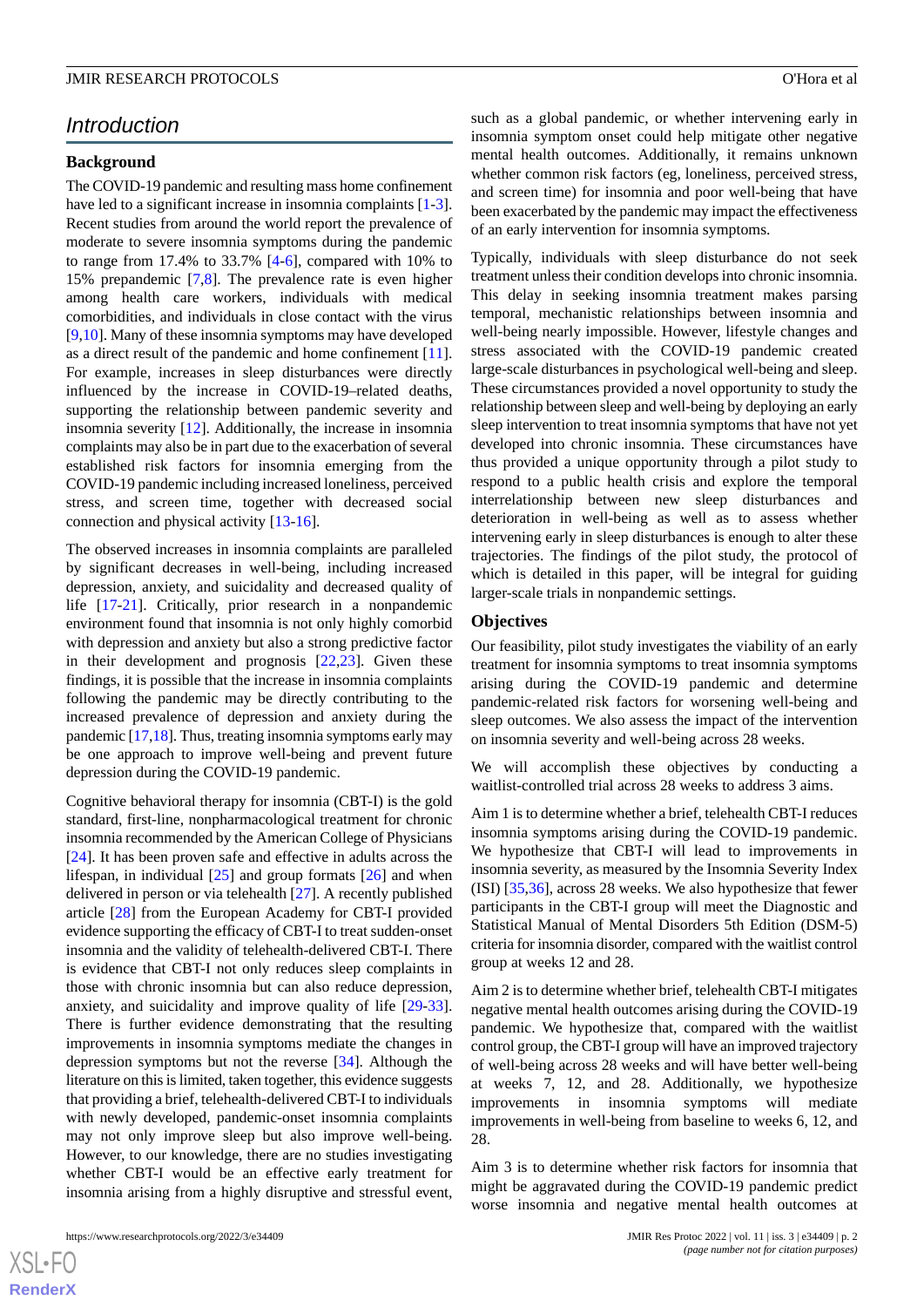## Introduction

### Background

The COVID-19 pandemic and resulting mass home confinement have led to a significant increase in insomnia complaints [1-3]. Recent studies from around the world report the prevalence of moderate to severe insomnia symptoms during the pandemic to range from 17.4% to 33.7% [4-6], compared with 10% to 15% prepandemic [7,8]. The prevalence rate is even higher among health care workers, individuals with medical comorbidities, and individuals in close contact with the virus [9,10]. Many of these insomnia symptoms may have developed as a direct result of the pandemic and home confinement [11]. For example, increases in sleep disturbances were directly influenced by the increase in COVID-19–related deaths, supporting the relationship between pandemic severity and insomnia severity [12]. Additionally, the increase in insomnia complaints may also be in part due to the exacerbation of several established risk factors for insomnia emerging from the COVID-19 pandemic including increased loneliness, perceived stress, and screen time, together with decreased social connection and physical activity [13-16].

The observed increases in insomnia complaints are paralleled by significant decreases in well-being, including increased depression, anxiety, and suicidality and decreased quality of life [17-21]. Critically, prior research in a nonpandemic environment found that insomnia is not only highly comorbid with depression and anxiety but also a strong predictive factor in their development and prognosis [22,23]. Given these findings, it is possible that the increase in insomnia complaints following the pandemic may be directly contributing to the increased prevalence of depression and anxiety during the pandemic [17,18]. Thus, treating insomnia symptoms early may be one approach to improve well-being and prevent future depression during the COVID-19 pandemic.

Cognitive behavioral therapy for insomnia (CBT-I) is the gold standard, first-line, nonpharmacological treatment for chronic insomnia recommended by the American College of Physicians [24]. It has been proven safe and effective in adults across the lifespan, in individual [25] and group formats [26] and when delivered in person or via telehealth [27]. A recently published article [28] from the European Academy for CBT-I provided evidence supporting the efficacy of CBT-I to treat sudden-onset insomnia and the validity of telehealth-delivered CBT-I. There is evidence that CBT-I not only reduces sleep complaints in those with chronic insomnia but can also reduce depression, anxiety, and suicidality and improve quality of life [29-33]. There is further evidence demonstrating that the resulting improvements in insomnia symptoms mediate the changes in depression symptoms but not the reverse [34]. Although the literature on this is limited, taken together, this evidence suggests that providing a brief, telehealth-delivered CBT-I to individuals with newly developed, pandemic-onset insomnia complaints may not only improve sleep but also improve well-being. However, to our knowledge, there are no studies investigating whether CBT-I would be an effective early treatment for insomnia arising from a highly disruptive and stressful event, such as a global pandemic, or whether intervening early in insomnia symptom onset could help mitigate other negative mental health outcomes. Additionally, it remains unknown whether common risk factors (eg, loneliness, perceived stress, and screen time) for insomnia and poor well-being that have been exacerbated by the pandemic may impact the effectiveness of an early intervention for insomnia symptoms.

Typically, individuals with sleep disturbance do not seek treatment unless their condition develops into chronic insomnia. This delay in seeking insomnia treatment makes parsing temporal, mechanistic relationships between insomnia and well-being nearly impossible. However, lifestyle changes and stress associated with the COVID-19 pandemic created large-scale disturbances in psychological well-being and sleep. These circumstances provided a novel opportunity to study the relationship between sleep and well-being by deploying an early sleep intervention to treat insomnia symptoms that have not yet developed into chronic insomnia. These circumstances have thus provided a unique opportunity through a pilot study to respond to a public health crisis and explore the temporal interrelationship between new sleep disturbances and deterioration in well-being as well as to assess whether intervening early in sleep disturbances is enough to alter these trajectories. The findings of the pilot study, the protocol of which is detailed in this paper, will be integral for guiding larger-scale trials in nonpandemic settings.

### Objectives

Our feasibility, pilot study investigates the viability of an early treatment for insomnia symptoms to treat insomnia symptoms arising during the COVID-19 pandemic and determine pandemic-related risk factors for worsening well-being and sleep outcomes. We also assess the impact of the intervention on insomnia severity and well-being across 28 weeks.

We will accomplish these objectives by conducting a waitlist-controlled trial across 28 weeks to address 3 aims.

Aim 1 is to determine whether a brief, telehealth CBT-I reduces insomnia symptoms arising during the COVID-19 pandemic. We hypothesize that CBT-I will lead to improvements in insomnia severity, as measured by the Insomnia Severity Index (ISI) [35,36], across 28 weeks. We also hypothesize that fewer participants in the CBT-I group will meet the Diagnostic and Statistical Manual of Mental Disorders 5th Edition (DSM-5) criteria for insomnia disorder, compared with the waitlist control group at weeks 12 and 28.

Aim 2 is to determine whether brief, telehealth CBT-I mitigates negative mental health outcomes arising during the COVID-19 pandemic. We hypothesize that, compared with the waitlist control group, the CBT-I group will have an improved trajectory of well-being across 28 weeks and will have better well-being at weeks 7, 12, and 28. Additionally, we hypothesize improvements in insomnia symptoms will mediate improvements in well-being from baseline to weeks 6, 12, and 28.

Aim 3 is to determine whether risk factors for insomnia that might be aggravated during the COVID-19 pandemic predict worse insomnia and negative mental health outcomes at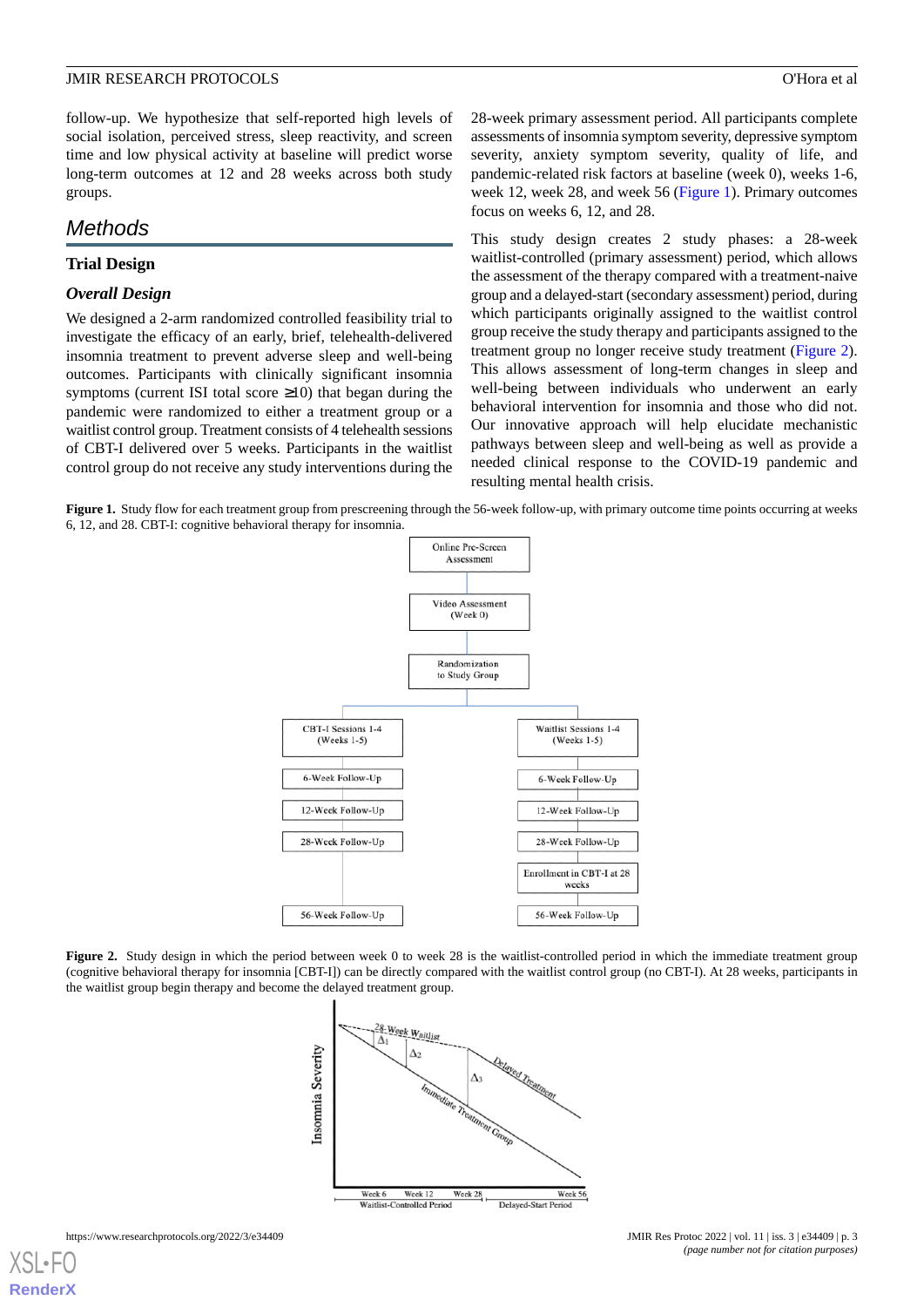follow-up. We hypothesize that self-reported high levels of social isolation, perceived stress, sleep reactivity, and screen time and low physical activity at baseline will predict worse long-term outcomes at 12 and 28 weeks across both study groups.

## Methods

### Trial Design

#### *Overall Design*

We designed a 2-arm randomized controlled feasibility trial to investigate the efficacy of an early, brief, telehealth-delivered insomnia treatment to prevent adverse sleep and well-being outcomes. Participants with clinically significant insomnia symptoms (current ISI total score ≥10) that began during the pandemic were randomized to either a treatment group or a waitlist control group. Treatment consists of 4 telehealth sessions of CBT-I delivered over 5 weeks. Participants in the waitlist control group do not receive any study interventions during the 28-week primary assessment period. All participants complete assessments of insomnia symptom severity, depressive symptom severity, anxiety symptom severity, quality of life, and pandemic-related risk factors at baseline (week 0), weeks 1-6, week 12, week 28, and week 56 (Figure 1). Primary outcomes focus on weeks 6, 12, and 28.

This study design creates 2 study phases: a 28-week waitlist-controlled (primary assessment) period, which allows the assessment of the therapy compared with a treatment-naive group and a delayed-start (secondary assessment) period, during which participants originally assigned to the waitlist control group receive the study therapy and participants assigned to the treatment group no longer receive study treatment (Figure 2). This allows assessment of long-term changes in sleep and well-being between individuals who underwent an early behavioral intervention for insomnia and those who did not. Our innovative approach will help elucidate mechanistic pathways between sleep and well-being as well as provide a needed clinical response to the COVID-19 pandemic and resulting mental health crisis.

**Figure 1.** Study flow for each treatment group from prescreening through the 56-week follow-up, with primary outcome time points occurring at weeks 6, 12, and 28. CBT-I: cognitive behavioral therapy for insomnia.

**Figure 2.** Study design in which the period between week 0 to week 28 is the waitlist-controlled period in which the immediate treatment group (cognitive behavioral therapy for insomnia [CBT-I]) can be directly compared with the waitlist control group (no CBT-I). At 28 weeks, participants in the waitlist group begin therapy and become the delayed treatment group.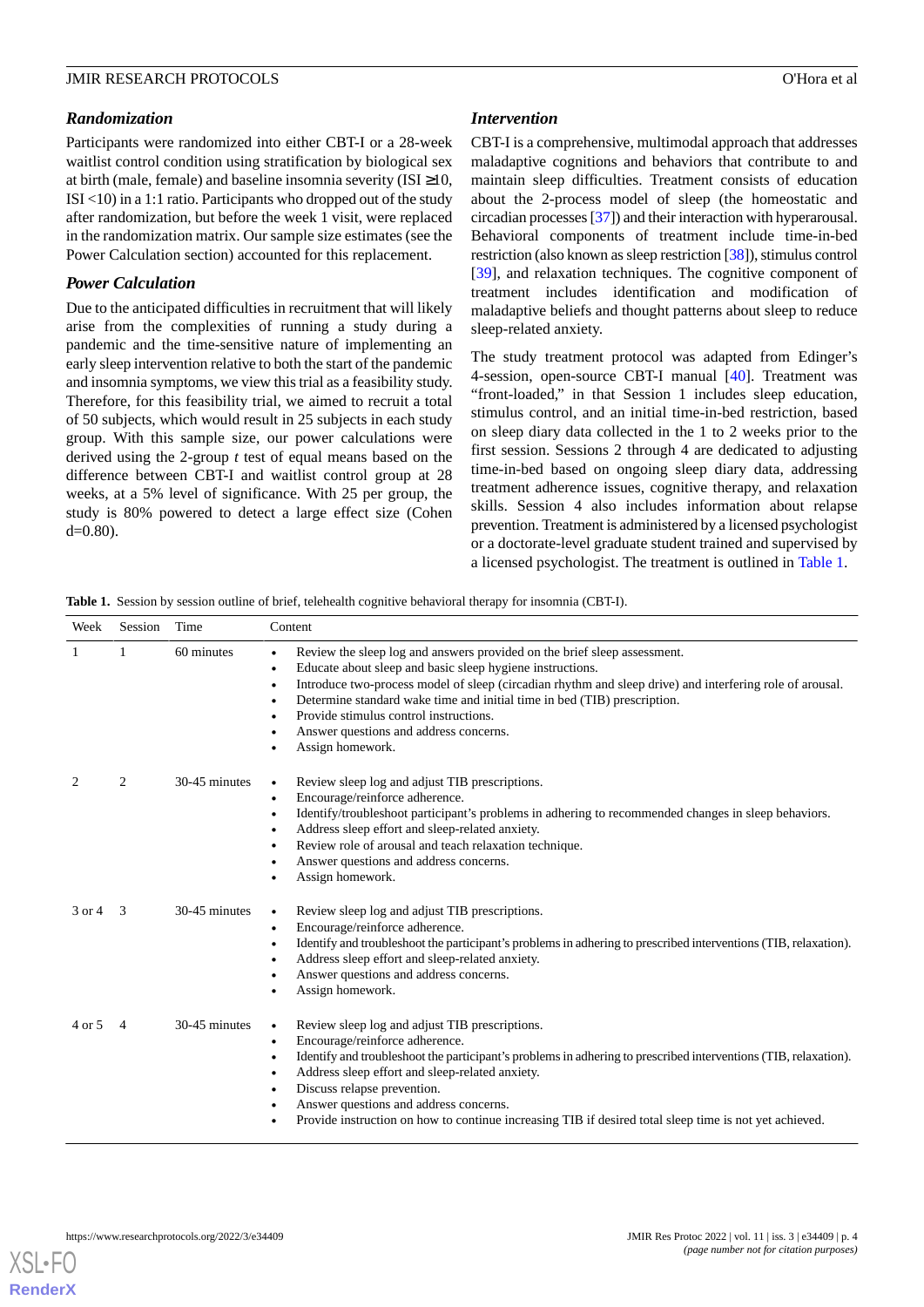### Randomization

Participants were randomized into either CBT-I or a 28-week waitlist control condition using stratification by biological sex at birth (male, female) and baseline insomnia severity (ISI ≥10, ISI <10) in a 1:1 ratio. Participants who dropped out of the study after randomization, but before the week 1 visit, were replaced in the randomization matrix. Our sample size estimates (see the Power Calculation section) accounted for this replacement.

### Power Calculation

Due to the anticipated difficulties in recruitment that will likely arise from the complexities of running a study during a pandemic and the time-sensitive nature of implementing an early sleep intervention relative to both the start of the pandemic and insomnia symptoms, we view this trial as a feasibility study. Therefore, for this feasibility trial, we aimed to recruit a total of 50 subjects, which would result in 25 subjects in each study group. With this sample size, our power calculations were derived using the 2-group *t* test of equal means based on the difference between CBT-I and waitlist control group at 28 weeks, at a 5% level of significance. With 25 per group, the study is 80% powered to detect a large effect size (Cohen d=0.80).

### Intervention

CBT-I is a comprehensive, multimodal approach that addresses maladaptive cognitions and behaviors that contribute to and maintain sleep difficulties. Treatment consists of education about the 2-process model of sleep (the homeostatic and circadian processes [37]) and their interaction with hyperarousal. Behavioral components of treatment include time-in-bed restriction (also known as sleep restriction [38]), stimulus control [39], and relaxation techniques. The cognitive component of treatment includes identification and modification of maladaptive beliefs and thought patterns about sleep to reduce sleep-related anxiety.

The study treatment protocol was adapted from Edinger's 4-session, open-source CBT-I manual [40]. Treatment was "front-loaded," in that Session 1 includes sleep education, stimulus control, and an initial time-in-bed restriction, based on sleep diary data collected in the 1 to 2 weeks prior to the first session. Sessions 2 through 4 are dedicated to adjusting time-in-bed based on ongoing sleep diary data, addressing treatment adherence issues, cognitive therapy, and relaxation skills. Session 4 also includes information about relapse prevention. Treatment is administered by a licensed psychologist or a doctorate-level graduate student trained and supervised by a licensed psychologist. The treatment is outlined in Table 1.

**Table 1.** Session by session outline of brief, telehealth cognitive behavioral therapy for insomnia (CBT-I).

| Week | Session | Time | Content |
|---|---|---|---|
| 1 | 1 | 60 minutes | • Review the sleep log and answers provided on the brief sleep assessment.<br>• Educate about sleep and basic sleep hygiene instructions.<br>• Introduce two-process model of sleep (circadian rhythm and sleep drive) and interfering role of arousal.<br>• Determine standard wake time and initial time in bed (TIB) prescription.<br>• Provide stimulus control instructions.<br>• Answer questions and address concerns.<br>• Assign homework. |
| 2 | 2 | 30-45 minutes | • Review sleep log and adjust TIB prescriptions.<br>• Encourage/reinforce adherence.<br>• Identify/troubleshoot participant's problems in adhering to recommended changes in sleep behaviors.<br>• Address sleep effort and sleep-related anxiety.<br>• Review role of arousal and teach relaxation technique.<br>• Answer questions and address concerns.<br>• Assign homework. |
| 3 or 4 | 3 | 30-45 minutes | • Review sleep log and adjust TIB prescriptions.<br>• Encourage/reinforce adherence.<br>• Identify and troubleshoot the participant's problems in adhering to prescribed interventions (TIB, relaxation).<br>• Address sleep effort and sleep-related anxiety.<br>• Answer questions and address concerns.<br>• Assign homework. |
| 4 or 5 | 4 | 30-45 minutes | • Review sleep log and adjust TIB prescriptions.<br>• Encourage/reinforce adherence.<br>• Identify and troubleshoot the participant's problems in adhering to prescribed interventions (TIB, relaxation).<br>• Address sleep effort and sleep-related anxiety.<br>• Discuss relapse prevention.<br>• Answer questions and address concerns.<br>• Provide instruction on how to continue increasing TIB if desired total sleep time is not yet achieved. |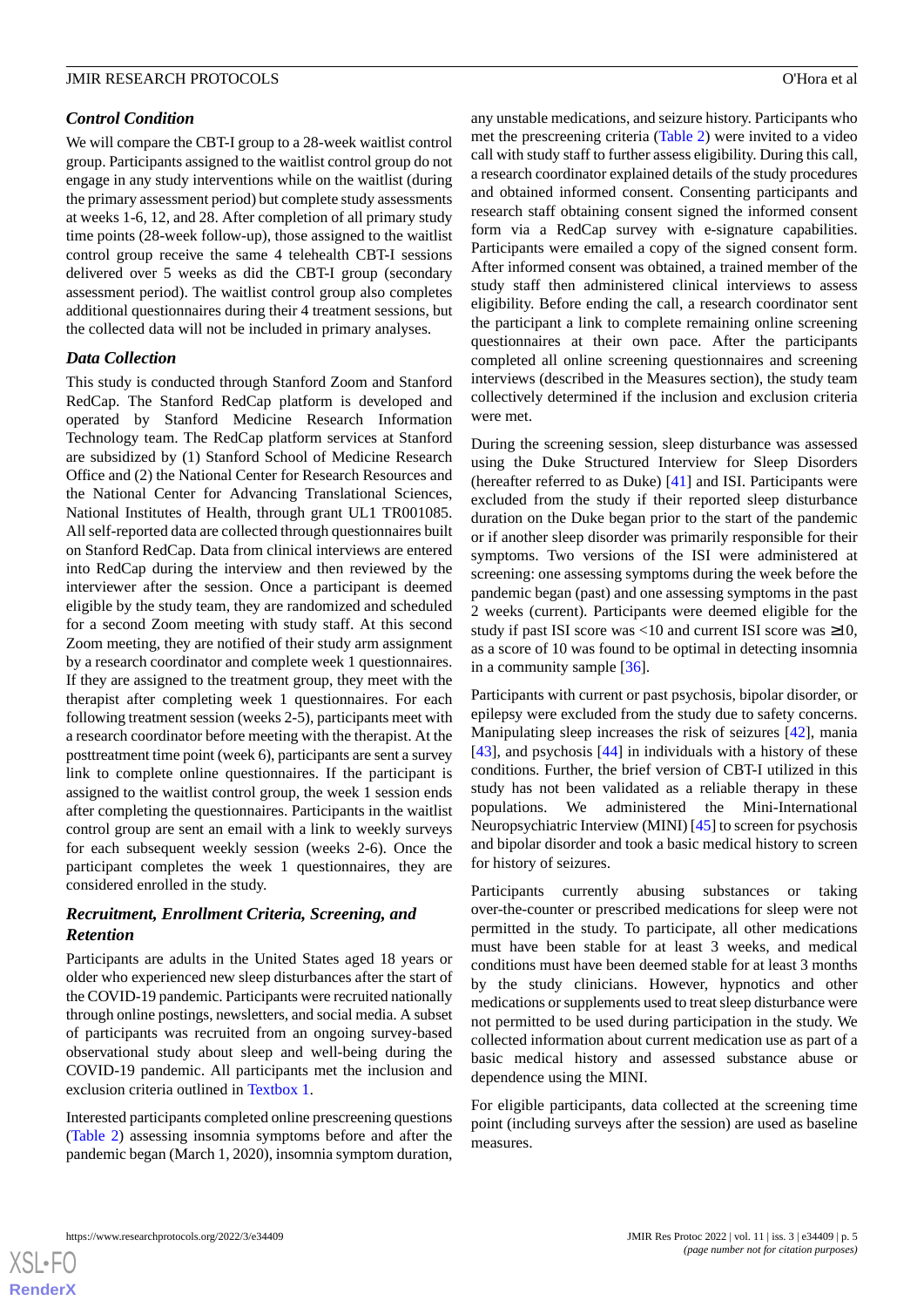### Control Condition

We will compare the CBT-I group to a 28-week waitlist control group. Participants assigned to the waitlist control group do not engage in any study interventions while on the waitlist (during the primary assessment period) but complete study assessments at weeks 1-6, 12, and 28. After completion of all primary study time points (28-week follow-up), those assigned to the waitlist control group receive the same 4 telehealth CBT-I sessions delivered over 5 weeks as did the CBT-I group (secondary assessment period). The waitlist control group also completes additional questionnaires during their 4 treatment sessions, but the collected data will not be included in primary analyses.

### Data Collection

This study is conducted through Stanford Zoom and Stanford RedCap. The Stanford RedCap platform is developed and operated by Stanford Medicine Research Information Technology team. The RedCap platform services at Stanford are subsidized by (1) Stanford School of Medicine Research Office and (2) the National Center for Research Resources and the National Center for Advancing Translational Sciences, National Institutes of Health, through grant UL1 TR001085. All self-reported data are collected through questionnaires built on Stanford RedCap. Data from clinical interviews are entered into RedCap during the interview and then reviewed by the interviewer after the session. Once a participant is deemed eligible by the study team, they are randomized and scheduled for a second Zoom meeting with study staff. At this second Zoom meeting, they are notified of their study arm assignment by a research coordinator and complete week 1 questionnaires. If they are assigned to the treatment group, they meet with the therapist after completing week 1 questionnaires. For each following treatment session (weeks 2-5), participants meet with a research coordinator before meeting with the therapist. At the posttreatment time point (week 6), participants are sent a survey link to complete online questionnaires. If the participant is assigned to the waitlist control group, the week 1 session ends after completing the questionnaires. Participants in the waitlist control group are sent an email with a link to weekly surveys for each subsequent weekly session (weeks 2-6). Once the participant completes the week 1 questionnaires, they are considered enrolled in the study.

### Recruitment, Enrollment Criteria, Screening, and Retention

Participants are adults in the United States aged 18 years or older who experienced new sleep disturbances after the start of the COVID-19 pandemic. Participants were recruited nationally through online postings, newsletters, and social media. A subset of participants was recruited from an ongoing survey-based observational study about sleep and well-being during the COVID-19 pandemic. All participants met the inclusion and exclusion criteria outlined in Textbox 1.

Interested participants completed online prescreening questions (Table 2) assessing insomnia symptoms before and after the pandemic began (March 1, 2020), insomnia symptom duration, any unstable medications, and seizure history. Participants who met the prescreening criteria (Table 2) were invited to a video call with study staff to further assess eligibility. During this call, a research coordinator explained details of the study procedures and obtained informed consent. Consenting participants and research staff obtaining consent signed the informed consent form via a RedCap survey with e-signature capabilities. Participants were emailed a copy of the signed consent form. After informed consent was obtained, a trained member of the study staff then administered clinical interviews to assess eligibility. Before ending the call, a research coordinator sent the participant a link to complete remaining online screening questionnaires at their own pace. After the participants completed all online screening questionnaires and screening interviews (described in the Measures section), the study team collectively determined if the inclusion and exclusion criteria were met.

During the screening session, sleep disturbance was assessed using the Duke Structured Interview for Sleep Disorders (hereafter referred to as Duke) [41] and ISI. Participants were excluded from the study if their reported sleep disturbance duration on the Duke began prior to the start of the pandemic or if another sleep disorder was primarily responsible for their symptoms. Two versions of the ISI were administered at screening: one assessing symptoms during the week before the pandemic began (past) and one assessing symptoms in the past 2 weeks (current). Participants were deemed eligible for the study if past ISI score was <10 and current ISI score was ≥10, as a score of 10 was found to be optimal in detecting insomnia in a community sample [36].

Participants with current or past psychosis, bipolar disorder, or epilepsy were excluded from the study due to safety concerns. Manipulating sleep increases the risk of seizures [42], mania [43], and psychosis [44] in individuals with a history of these conditions. Further, the brief version of CBT-I utilized in this study has not been validated as a reliable therapy in these populations. We administered the Mini-International Neuropsychiatric Interview (MINI) [45] to screen for psychosis and bipolar disorder and took a basic medical history to screen for history of seizures.

Participants currently abusing substances or taking over-the-counter or prescribed medications for sleep were not permitted in the study. To participate, all other medications must have been stable for at least 3 weeks, and medical conditions must have been deemed stable for at least 3 months by the study clinicians. However, hypnotics and other medications or supplements used to treat sleep disturbance were not permitted to be used during participation in the study. We collected information about current medication use as part of a basic medical history and assessed substance abuse or dependence using the MINI.

For eligible participants, data collected at the screening time point (including surveys after the session) are used as baseline measures.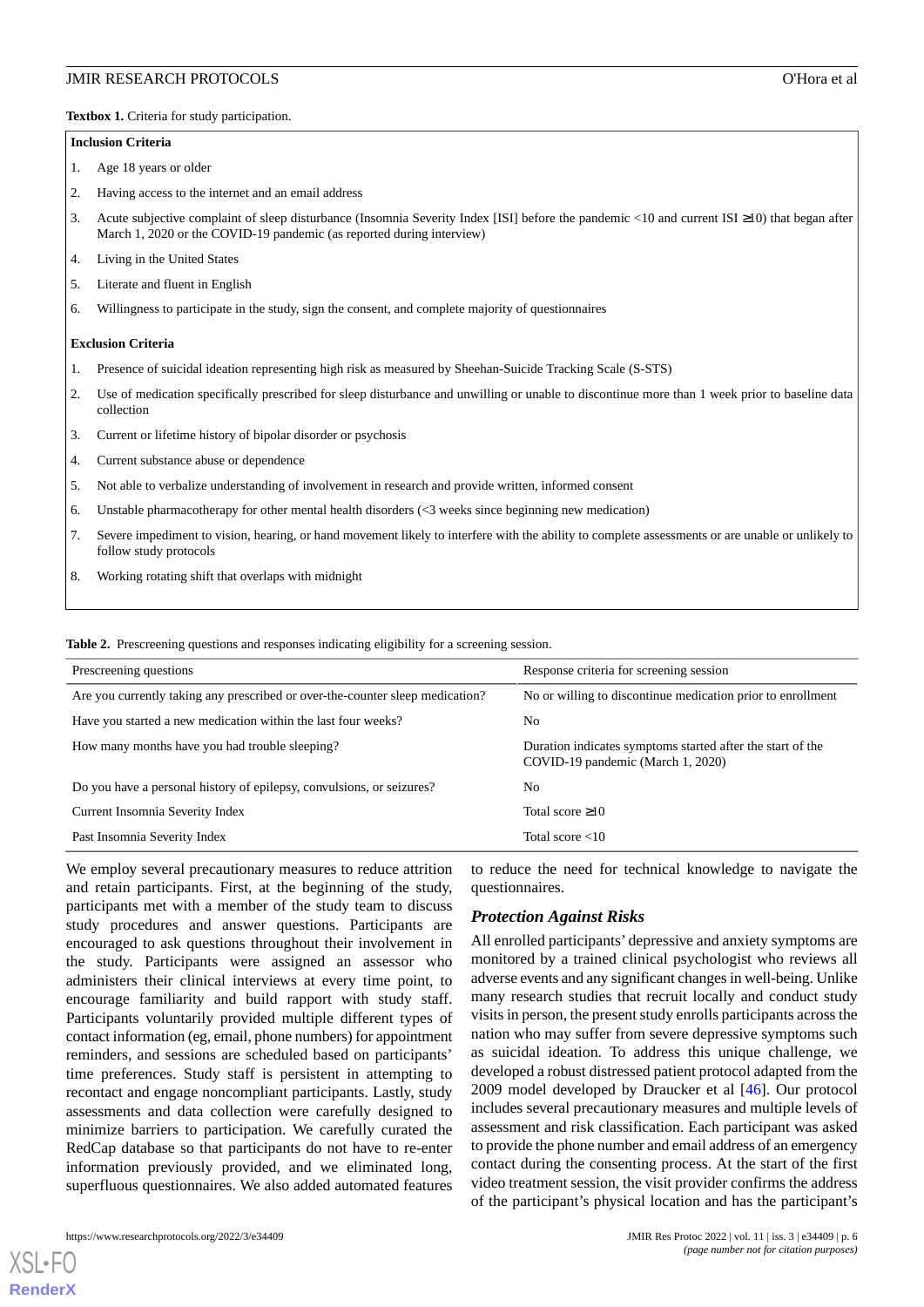**Textbox 1.** Criteria for study participation.

**Inclusion Criteria**

1. Age 18 years or older
2. Having access to the internet and an email address
3. Acute subjective complaint of sleep disturbance (Insomnia Severity Index [ISI] before the pandemic <10 and current ISI ≥10) that began after March 1, 2020 or the COVID-19 pandemic (as reported during interview)
4. Living in the United States
5. Literate and fluent in English
6. Willingness to participate in the study, sign the consent, and complete majority of questionnaires

**Exclusion Criteria**

1. Presence of suicidal ideation representing high risk as measured by Sheehan-Suicide Tracking Scale (S-STS)
2. Use of medication specifically prescribed for sleep disturbance and unwilling or unable to discontinue more than 1 week prior to baseline data collection
3. Current or lifetime history of bipolar disorder or psychosis
4. Current substance abuse or dependence
5. Not able to verbalize understanding of involvement in research and provide written, informed consent
6. Unstable pharmacotherapy for other mental health disorders (<3 weeks since beginning new medication)
7. Severe impediment to vision, hearing, or hand movement likely to interfere with the ability to complete assessments or are unable or unlikely to follow study protocols
8. Working rotating shift that overlaps with midnight

**Table 2.** Prescreening questions and responses indicating eligibility for a screening session.

| Prescreening questions | Response criteria for screening session |
|---|---|
| Are you currently taking any prescribed or over-the-counter sleep medication? | No or willing to discontinue medication prior to enrollment |
| Have you started a new medication within the last four weeks? | No |
| How many months have you had trouble sleeping? | Duration indicates symptoms started after the start of the COVID-19 pandemic (March 1, 2020) |
| Do you have a personal history of epilepsy, convulsions, or seizures? | No |
| Current Insomnia Severity Index | Total score ≥10 |
| Past Insomnia Severity Index | Total score <10 |

We employ several precautionary measures to reduce attrition and retain participants. First, at the beginning of the study, participants met with a member of the study team to discuss study procedures and answer questions. Participants are encouraged to ask questions throughout their involvement in the study. Participants were assigned an assessor who administers their clinical interviews at every time point, to encourage familiarity and build rapport with study staff. Participants voluntarily provided multiple different types of contact information (eg, email, phone numbers) for appointment reminders, and sessions are scheduled based on participants' time preferences. Study staff is persistent in attempting to recontact and engage noncompliant participants. Lastly, study assessments and data collection were carefully designed to minimize barriers to participation. We carefully curated the RedCap database so that participants do not have to re-enter information previously provided, and we eliminated long, superfluous questionnaires. We also added automated features to reduce the need for technical knowledge to navigate the questionnaires.

### *Protection Against Risks*

All enrolled participants' depressive and anxiety symptoms are monitored by a trained clinical psychologist who reviews all adverse events and any significant changes in well-being. Unlike many research studies that recruit locally and conduct study visits in person, the present study enrolls participants across the nation who may suffer from severe depressive symptoms such as suicidal ideation. To address this unique challenge, we developed a robust distressed patient protocol adapted from the 2009 model developed by Draucker et al [46]. Our protocol includes several precautionary measures and multiple levels of assessment and risk classification. Each participant was asked to provide the phone number and email address of an emergency contact during the consenting process. At the start of the first video treatment session, the visit provider confirms the address of the participant's physical location and has the participant's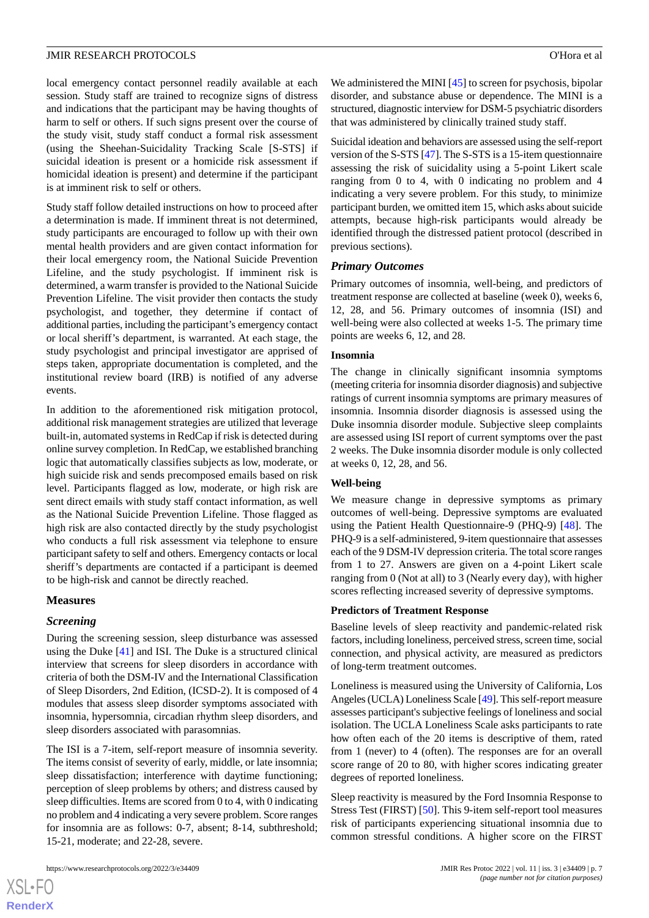local emergency contact personnel readily available at each session. Study staff are trained to recognize signs of distress and indications that the participant may be having thoughts of harm to self or others. If such signs present over the course of the study visit, study staff conduct a formal risk assessment (using the Sheehan-Suicidality Tracking Scale [S-STS] if suicidal ideation is present or a homicide risk assessment if homicidal ideation is present) and determine if the participant is at imminent risk to self or others.

Study staff follow detailed instructions on how to proceed after a determination is made. If imminent threat is not determined, study participants are encouraged to follow up with their own mental health providers and are given contact information for their local emergency room, the National Suicide Prevention Lifeline, and the study psychologist. If imminent risk is determined, a warm transfer is provided to the National Suicide Prevention Lifeline. The visit provider then contacts the study psychologist, and together, they determine if contact of additional parties, including the participant's emergency contact or local sheriff's department, is warranted. At each stage, the study psychologist and principal investigator are apprised of steps taken, appropriate documentation is completed, and the institutional review board (IRB) is notified of any adverse events.

In addition to the aforementioned risk mitigation protocol, additional risk management strategies are utilized that leverage built-in, automated systems in RedCap if risk is detected during online survey completion. In RedCap, we established branching logic that automatically classifies subjects as low, moderate, or high suicide risk and sends precomposed emails based on risk level. Participants flagged as low, moderate, or high risk are sent direct emails with study staff contact information, as well as the National Suicide Prevention Lifeline. Those flagged as high risk are also contacted directly by the study psychologist who conducts a full risk assessment via telephone to ensure participant safety to self and others. Emergency contacts or local sheriff's departments are contacted if a participant is deemed to be high-risk and cannot be directly reached.

### Measures

#### *Screening*

During the screening session, sleep disturbance was assessed using the Duke [41] and ISI. The Duke is a structured clinical interview that screens for sleep disorders in accordance with criteria of both the DSM-IV and the International Classification of Sleep Disorders, 2nd Edition, (ICSD-2). It is composed of 4 modules that assess sleep disorder symptoms associated with insomnia, hypersomnia, circadian rhythm sleep disorders, and sleep disorders associated with parasomnias.

The ISI is a 7-item, self-report measure of insomnia severity. The items consist of severity of early, middle, or late insomnia; sleep dissatisfaction; interference with daytime functioning; perception of sleep problems by others; and distress caused by sleep difficulties. Items are scored from 0 to 4, with 0 indicating no problem and 4 indicating a very severe problem. Score ranges for insomnia are as follows: 0-7, absent; 8-14, subthreshold; 15-21, moderate; and 22-28, severe.

We administered the MINI [45] to screen for psychosis, bipolar disorder, and substance abuse or dependence. The MINI is a structured, diagnostic interview for DSM-5 psychiatric disorders that was administered by clinically trained study staff.

Suicidal ideation and behaviors are assessed using the self-report version of the S-STS [47]. The S-STS is a 15-item questionnaire assessing the risk of suicidality using a 5-point Likert scale ranging from 0 to 4, with 0 indicating no problem and 4 indicating a very severe problem. For this study, to minimize participant burden, we omitted item 15, which asks about suicide attempts, because high-risk participants would already be identified through the distressed patient protocol (described in previous sections).

#### *Primary Outcomes*

Primary outcomes of insomnia, well-being, and predictors of treatment response are collected at baseline (week 0), weeks 6, 12, 28, and 56. Primary outcomes of insomnia (ISI) and well-being were also collected at weeks 1-5. The primary time points are weeks 6, 12, and 28.

##### Insomnia

The change in clinically significant insomnia symptoms (meeting criteria for insomnia disorder diagnosis) and subjective ratings of current insomnia symptoms are primary measures of insomnia. Insomnia disorder diagnosis is assessed using the Duke insomnia disorder module. Subjective sleep complaints are assessed using ISI report of current symptoms over the past 2 weeks. The Duke insomnia disorder module is only collected at weeks 0, 12, 28, and 56.

##### Well-being

We measure change in depressive symptoms as primary outcomes of well-being. Depressive symptoms are evaluated using the Patient Health Questionnaire-9 (PHQ-9) [48]. The PHQ-9 is a self-administered, 9-item questionnaire that assesses each of the 9 DSM-IV depression criteria. The total score ranges from 1 to 27. Answers are given on a 4-point Likert scale ranging from 0 (Not at all) to 3 (Nearly every day), with higher scores reflecting increased severity of depressive symptoms.

##### Predictors of Treatment Response

Baseline levels of sleep reactivity and pandemic-related risk factors, including loneliness, perceived stress, screen time, social connection, and physical activity, are measured as predictors of long-term treatment outcomes.

Loneliness is measured using the University of California, Los Angeles (UCLA) Loneliness Scale [49]. This self-report measure assesses participant's subjective feelings of loneliness and social isolation. The UCLA Loneliness Scale asks participants to rate how often each of the 20 items is descriptive of them, rated from 1 (never) to 4 (often). The responses are for an overall score range of 20 to 80, with higher scores indicating greater degrees of reported loneliness.

Sleep reactivity is measured by the Ford Insomnia Response to Stress Test (FIRST) [50]. This 9-item self-report tool measures risk of participants experiencing situational insomnia due to common stressful conditions. A higher score on the FIRST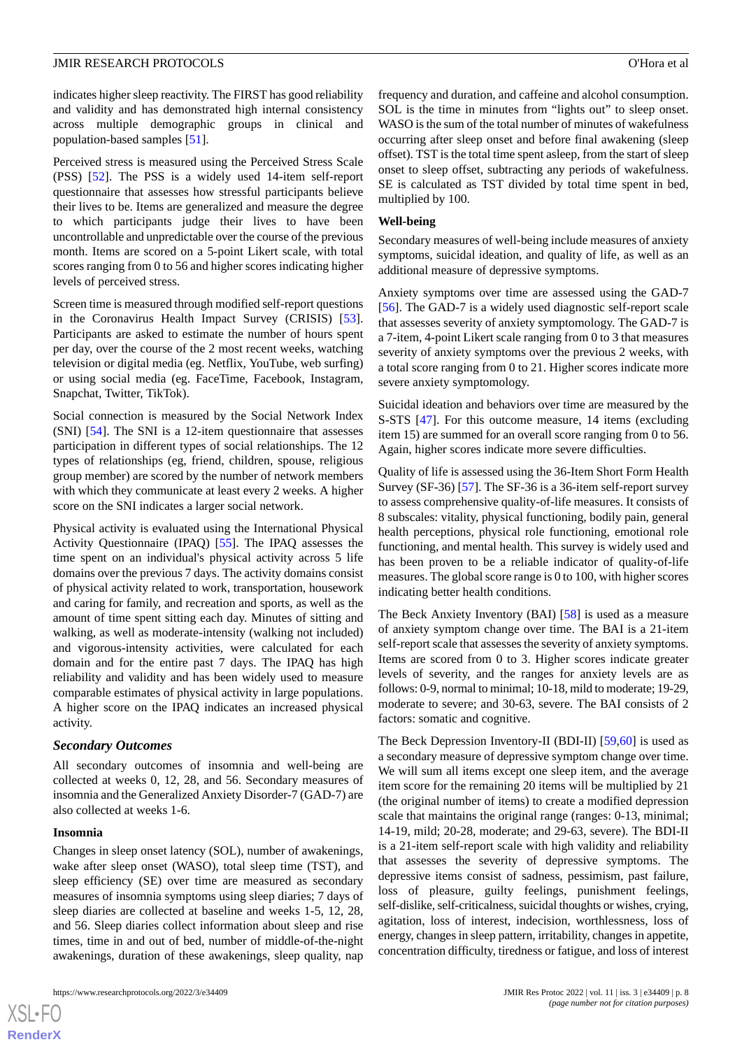indicates higher sleep reactivity. The FIRST has good reliability and validity and has demonstrated high internal consistency across multiple demographic groups in clinical and population-based samples [51].

Perceived stress is measured using the Perceived Stress Scale (PSS) [52]. The PSS is a widely used 14-item self-report questionnaire that assesses how stressful participants believe their lives to be. Items are generalized and measure the degree to which participants judge their lives to have been uncontrollable and unpredictable over the course of the previous month. Items are scored on a 5-point Likert scale, with total scores ranging from 0 to 56 and higher scores indicating higher levels of perceived stress.

Screen time is measured through modified self-report questions in the Coronavirus Health Impact Survey (CRISIS) [53]. Participants are asked to estimate the number of hours spent per day, over the course of the 2 most recent weeks, watching television or digital media (eg. Netflix, YouTube, web surfing) or using social media (eg. FaceTime, Facebook, Instagram, Snapchat, Twitter, TikTok).

Social connection is measured by the Social Network Index (SNI) [54]. The SNI is a 12-item questionnaire that assesses participation in different types of social relationships. The 12 types of relationships (eg, friend, children, spouse, religious group member) are scored by the number of network members with which they communicate at least every 2 weeks. A higher score on the SNI indicates a larger social network.

Physical activity is evaluated using the International Physical Activity Questionnaire (IPAQ) [55]. The IPAQ assesses the time spent on an individual's physical activity across 5 life domains over the previous 7 days. The activity domains consist of physical activity related to work, transportation, housework and caring for family, and recreation and sports, as well as the amount of time spent sitting each day. Minutes of sitting and walking, as well as moderate-intensity (walking not included) and vigorous-intensity activities, were calculated for each domain and for the entire past 7 days. The IPAQ has high reliability and validity and has been widely used to measure comparable estimates of physical activity in large populations. A higher score on the IPAQ indicates an increased physical activity.

### *Secondary Outcomes*

All secondary outcomes of insomnia and well-being are collected at weeks 0, 12, 28, and 56. Secondary measures of insomnia and the Generalized Anxiety Disorder-7 (GAD-7) are also collected at weeks 1-6.

#### Insomnia

Changes in sleep onset latency (SOL), number of awakenings, wake after sleep onset (WASO), total sleep time (TST), and sleep efficiency (SE) over time are measured as secondary measures of insomnia symptoms using sleep diaries; 7 days of sleep diaries are collected at baseline and weeks 1-5, 12, 28, and 56. Sleep diaries collect information about sleep and rise times, time in and out of bed, number of middle-of-the-night awakenings, duration of these awakenings, sleep quality, nap frequency and duration, and caffeine and alcohol consumption. SOL is the time in minutes from "lights out" to sleep onset. WASO is the sum of the total number of minutes of wakefulness occurring after sleep onset and before final awakening (sleep offset). TST is the total time spent asleep, from the start of sleep onset to sleep offset, subtracting any periods of wakefulness. SE is calculated as TST divided by total time spent in bed, multiplied by 100.

#### Well-being

Secondary measures of well-being include measures of anxiety symptoms, suicidal ideation, and quality of life, as well as an additional measure of depressive symptoms.

Anxiety symptoms over time are assessed using the GAD-7 [56]. The GAD-7 is a widely used diagnostic self-report scale that assesses severity of anxiety symptomatology. The GAD-7 is a 7-item, 4-point Likert scale ranging from 0 to 3 that measures severity of anxiety symptoms over the previous 2 weeks, with a total score ranging from 0 to 21. Higher scores indicate more severe anxiety symptomatology.

Suicidal ideation and behaviors over time are measured by the S-STS [47]. For this outcome measure, 14 items (excluding item 15) are summed for an overall score ranging from 0 to 56. Again, higher scores indicate more severe difficulties.

Quality of life is assessed using the 36-Item Short Form Health Survey (SF-36) [57]. The SF-36 is a 36-item self-report survey to assess comprehensive quality-of-life measures. It consists of 8 subscales: vitality, physical functioning, bodily pain, general health perceptions, physical role functioning, emotional role functioning, and mental health. This survey is widely used and has been proven to be a reliable indicator of quality-of-life measures. The global score range is 0 to 100, with higher scores indicating better health conditions.

The Beck Anxiety Inventory (BAI) [58] is used as a measure of anxiety symptom change over time. The BAI is a 21-item self-report scale that assesses the severity of anxiety symptoms. Items are scored from 0 to 3. Higher scores indicate greater levels of severity, and the ranges for anxiety levels are as follows: 0-9, normal to minimal; 10-18, mild to moderate; 19-29, moderate to severe; and 30-63, severe. The BAI consists of 2 factors: somatic and cognitive.

The Beck Depression Inventory-II (BDI-II) [59,60] is used as a secondary measure of depressive symptom change over time. We will sum all items except one sleep item, and the average item score for the remaining 20 items will be multiplied by 21 (the original number of items) to create a modified depression scale that maintains the original range (ranges: 0-13, minimal; 14-19, mild; 20-28, moderate; and 29-63, severe). The BDI-II is a 21-item self-report scale with high validity and reliability that assesses the severity of depressive symptoms. The depressive items consist of sadness, pessimism, past failure, loss of pleasure, guilty feelings, punishment feelings, self-dislike, self-criticalness, suicidal thoughts or wishes, crying, agitation, loss of interest, indecision, worthlessness, loss of energy, changes in sleep pattern, irritability, changes in appetite, concentration difficulty, tiredness or fatigue, and loss of interest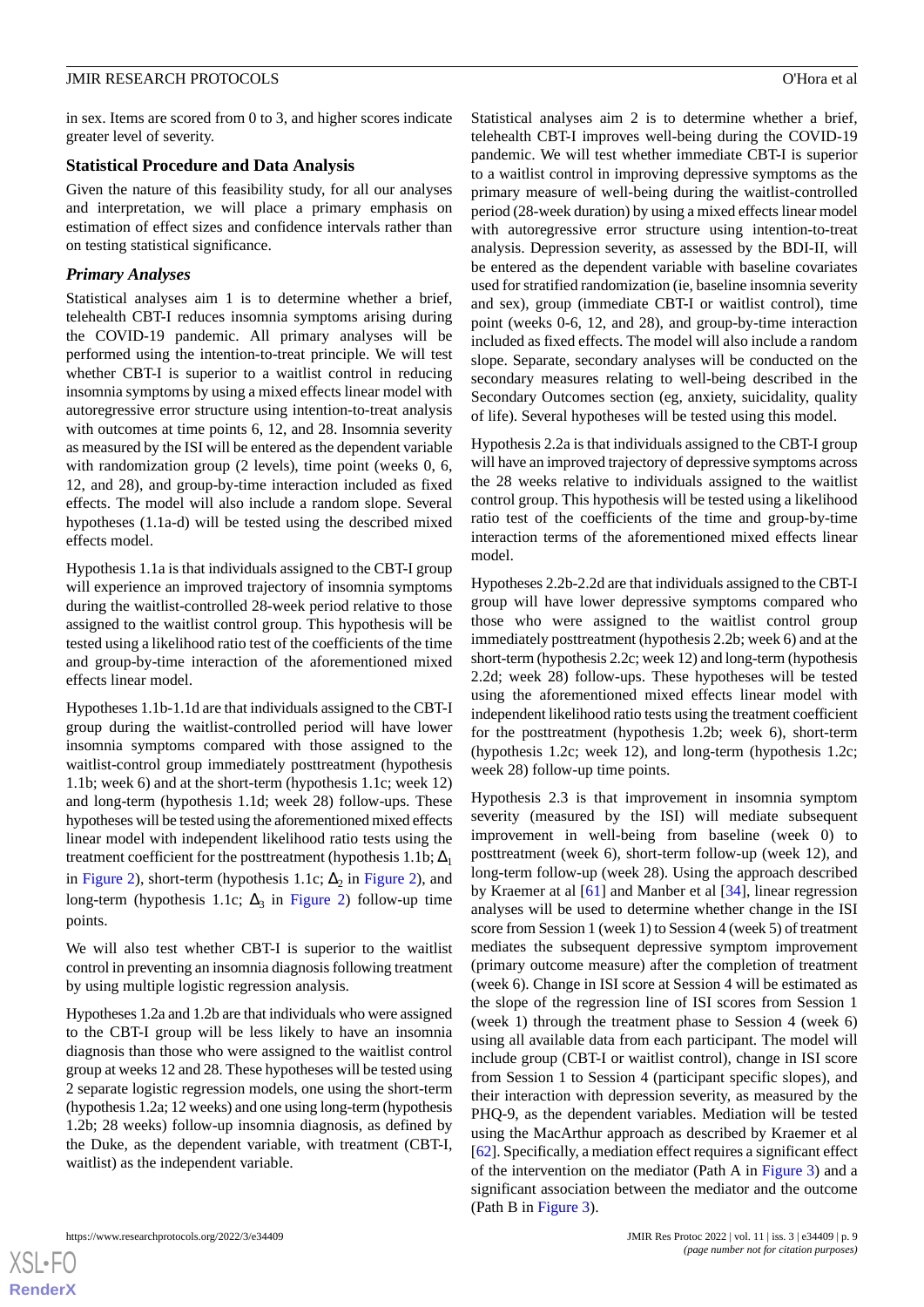in sex. Items are scored from 0 to 3, and higher scores indicate greater level of severity.

### Statistical Procedure and Data Analysis

Given the nature of this feasibility study, for all our analyses and interpretation, we will place a primary emphasis on estimation of effect sizes and confidence intervals rather than on testing statistical significance.

#### *Primary Analyses*

Statistical analyses aim 1 is to determine whether a brief, telehealth CBT-I reduces insomnia symptoms arising during the COVID-19 pandemic. All primary analyses will be performed using the intention-to-treat principle. We will test whether CBT-I is superior to a waitlist control in reducing insomnia symptoms by using a mixed effects linear model with autoregressive error structure using intention-to-treat analysis with outcomes at time points 6, 12, and 28. Insomnia severity as measured by the ISI will be entered as the dependent variable with randomization group (2 levels), time point (weeks 0, 6, 12, and 28), and group-by-time interaction included as fixed effects. The model will also include a random slope. Several hypotheses (1.1a-d) will be tested using the described mixed effects model.

Hypothesis 1.1a is that individuals assigned to the CBT-I group will experience an improved trajectory of insomnia symptoms during the waitlist-controlled 28-week period relative to those assigned to the waitlist control group. This hypothesis will be tested using a likelihood ratio test of the coefficients of the time and group-by-time interaction of the aforementioned mixed effects linear model.

Hypotheses 1.1b-1.1d are that individuals assigned to the CBT-I group during the waitlist-controlled period will have lower insomnia symptoms compared with those assigned to the waitlist-control group immediately posttreatment (hypothesis 1.1b; week 6) and at the short-term (hypothesis 1.1c; week 12) and long-term (hypothesis 1.1d; week 28) follow-ups. These hypotheses will be tested using the aforementioned mixed effects linear model with independent likelihood ratio tests using the treatment coefficient for the posttreatment (hypothesis 1.1b; $\Delta_1$ in Figure 2), short-term (hypothesis 1.1c; $\Delta_2$ in Figure 2), and long-term (hypothesis 1.1c; $\Delta_3$ in Figure 2) follow-up time points.

We will also test whether CBT-I is superior to the waitlist control in preventing an insomnia diagnosis following treatment by using multiple logistic regression analysis.

Hypotheses 1.2a and 1.2b are that individuals who were assigned to the CBT-I group will be less likely to have an insomnia diagnosis than those who were assigned to the waitlist control group at weeks 12 and 28. These hypotheses will be tested using 2 separate logistic regression models, one using the short-term (hypothesis 1.2a; 12 weeks) and one using long-term (hypothesis 1.2b; 28 weeks) follow-up insomnia diagnosis, as defined by the Duke, as the dependent variable, with treatment (CBT-I, waitlist) as the independent variable.

Statistical analyses aim 2 is to determine whether a brief, telehealth CBT-I improves well-being during the COVID-19 pandemic. We will test whether immediate CBT-I is superior to a waitlist control in improving depressive symptoms as the primary measure of well-being during the waitlist-controlled period (28-week duration) by using a mixed effects linear model with autoregressive error structure using intention-to-treat analysis. Depression severity, as assessed by the BDI-II, will be entered as the dependent variable with baseline covariates used for stratified randomization (ie, baseline insomnia severity and sex), group (immediate CBT-I or waitlist control), time point (weeks 0-6, 12, and 28), and group-by-time interaction included as fixed effects. The model will also include a random slope. Separate, secondary analyses will be conducted on the secondary measures relating to well-being described in the Secondary Outcomes section (eg, anxiety, suicidality, quality of life). Several hypotheses will be tested using this model.

Hypothesis 2.2a is that individuals assigned to the CBT-I group will have an improved trajectory of depressive symptoms across the 28 weeks relative to individuals assigned to the waitlist control group. This hypothesis will be tested using a likelihood ratio test of the coefficients of the time and group-by-time interaction terms of the aforementioned mixed effects linear model.

Hypotheses 2.2b-2.2d are that individuals assigned to the CBT-I group will have lower depressive symptoms compared who those who were assigned to the waitlist control group immediately posttreatment (hypothesis 2.2b; week 6) and at the short-term (hypothesis 2.2c; week 12) and long-term (hypothesis 2.2d; week 28) follow-ups. These hypotheses will be tested using the aforementioned mixed effects linear model with independent likelihood ratio tests using the treatment coefficient for the posttreatment (hypothesis 1.2b; week 6), short-term (hypothesis 1.2c; week 12), and long-term (hypothesis 1.2c; week 28) follow-up time points.

Hypothesis 2.3 is that improvement in insomnia symptom severity (measured by the ISI) will mediate subsequent improvement in well-being from baseline (week 0) to posttreatment (week 6), short-term follow-up (week 12), and long-term follow-up (week 28). Using the approach described by Kraemer at al [61] and Manber et al [34], linear regression analyses will be used to determine whether change in the ISI score from Session 1 (week 1) to Session 4 (week 5) of treatment mediates the subsequent depressive symptom improvement (primary outcome measure) after the completion of treatment (week 6). Change in ISI score at Session 4 will be estimated as the slope of the regression line of ISI scores from Session 1 (week 1) through the treatment phase to Session 4 (week 6) using all available data from each participant. The model will include group (CBT-I or waitlist control), change in ISI score from Session 1 to Session 4 (participant specific slopes), and their interaction with depression severity, as measured by the PHQ-9, as the dependent variables. Mediation will be tested using the MacArthur approach as described by Kraemer et al [62]. Specifically, a mediation effect requires a significant effect of the intervention on the mediator (Path A in Figure 3) and a significant association between the mediator and the outcome (Path B in Figure 3).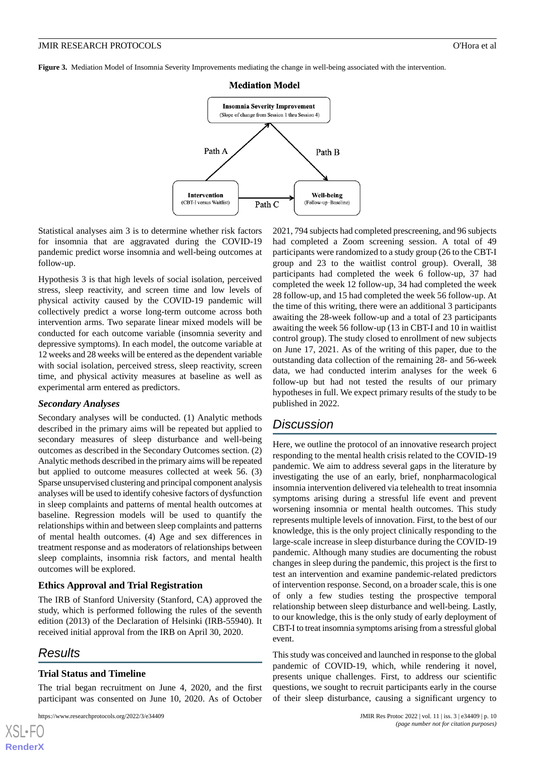**Figure 3.** Mediation Model of Insomnia Severity Improvements mediating the change in well-being associated with the intervention.

Statistical analyses aim 3 is to determine whether risk factors for insomnia that are aggravated during the COVID-19 pandemic predict worse insomnia and well-being outcomes at follow-up.

Hypothesis 3 is that high levels of social isolation, perceived stress, sleep reactivity, and screen time and low levels of physical activity caused by the COVID-19 pandemic will collectively predict a worse long-term outcome across both intervention arms. Two separate linear mixed models will be conducted for each outcome variable (insomnia severity and depressive symptoms). In each model, the outcome variable at 12 weeks and 28 weeks will be entered as the dependent variable with social isolation, perceived stress, sleep reactivity, screen time, and physical activity measures at baseline as well as experimental arm entered as predictors.

### *Secondary Analyses*

Secondary analyses will be conducted. (1) Analytic methods described in the primary aims will be repeated but applied to secondary measures of sleep disturbance and well-being outcomes as described in the Secondary Outcomes section. (2) Analytic methods described in the primary aims will be repeated but applied to outcome measures collected at week 56. (3) Sparse unsupervised clustering and principal component analysis analyses will be used to identify cohesive factors of dysfunction in sleep complaints and patterns of mental health outcomes at baseline. Regression models will be used to quantify the relationships within and between sleep complaints and patterns of mental health outcomes. (4) Age and sex differences in treatment response and as moderators of relationships between sleep complaints, insomnia risk factors, and mental health outcomes will be explored.

### Ethics Approval and Trial Registration

The IRB of Stanford University (Stanford, CA) approved the study, which is performed following the rules of the seventh edition (2013) of the Declaration of Helsinki (IRB-55940). It received initial approval from the IRB on April 30, 2020.

## Results

### Trial Status and Timeline

The trial began recruitment on June 4, 2020, and the first participant was consented on June 10, 2020. As of October 2021, 794 subjects had completed prescreening, and 96 subjects had completed a Zoom screening session. A total of 49 participants were randomized to a study group (26 to the CBT-I group and 23 to the waitlist control group). Overall, 38 participants had completed the week 6 follow-up, 37 had completed the week 12 follow-up, 34 had completed the week 28 follow-up, and 15 had completed the week 56 follow-up. At the time of this writing, there were an additional 3 participants awaiting the 28-week follow-up and a total of 23 participants awaiting the week 56 follow-up (13 in CBT-I and 10 in waitlist control group). The study closed to enrollment of new subjects on June 17, 2021. As of the writing of this paper, due to the outstanding data collection of the remaining 28- and 56-week data, we had conducted interim analyses for the week 6 follow-up but had not tested the results of our primary hypotheses in full. We expect primary results of the study to be published in 2022.

## Discussion

Here, we outline the protocol of an innovative research project responding to the mental health crisis related to the COVID-19 pandemic. We aim to address several gaps in the literature by investigating the use of an early, brief, nonpharmacological insomnia intervention delivered via telehealth to treat insomnia symptoms arising during a stressful life event and prevent worsening insomnia or mental health outcomes. This study represents multiple levels of innovation. First, to the best of our knowledge, this is the only project clinically responding to the large-scale increase in sleep disturbance during the COVID-19 pandemic. Although many studies are documenting the robust changes in sleep during the pandemic, this project is the first to test an intervention and examine pandemic-related predictors of intervention response. Second, on a broader scale, this is one of only a few studies testing the prospective temporal relationship between sleep disturbance and well-being. Lastly, to our knowledge, this is the only study of early deployment of CBT-I to treat insomnia symptoms arising from a stressful global event.

This study was conceived and launched in response to the global pandemic of COVID-19, which, while rendering it novel, presents unique challenges. First, to address our scientific questions, we sought to recruit participants early in the course of their sleep disturbance, causing a significant urgency to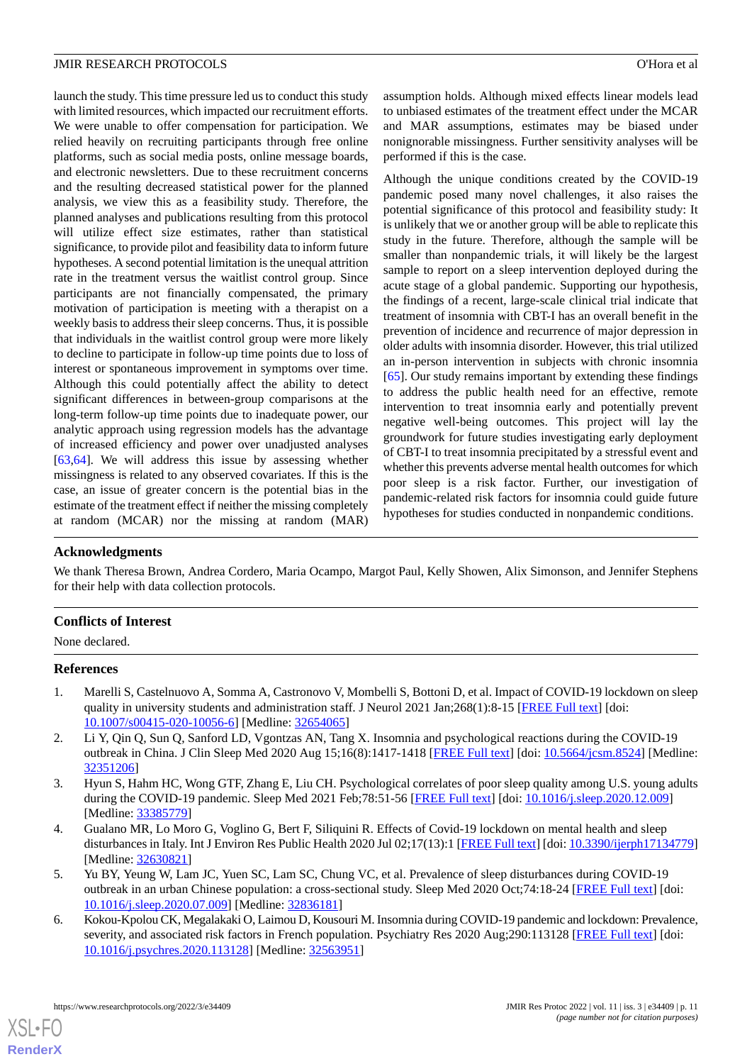launch the study. This time pressure led us to conduct this study with limited resources, which impacted our recruitment efforts. We were unable to offer compensation for participation. We relied heavily on recruiting participants through free online platforms, such as social media posts, online message boards, and electronic newsletters. Due to these recruitment concerns and the resulting decreased statistical power for the planned analysis, we view this as a feasibility study. Therefore, the planned analyses and publications resulting from this protocol will utilize effect size estimates, rather than statistical significance, to provide pilot and feasibility data to inform future hypotheses. A second potential limitation is the unequal attrition rate in the treatment versus the waitlist control group. Since participants are not financially compensated, the primary motivation of participation is meeting with a therapist on a weekly basis to address their sleep concerns. Thus, it is possible that individuals in the waitlist control group were more likely to decline to participate in follow-up time points due to loss of interest or spontaneous improvement in symptoms over time. Although this could potentially affect the ability to detect significant differences in between-group comparisons at the long-term follow-up time points due to inadequate power, our analytic approach using regression models has the advantage of increased efficiency and power over unadjusted analyses [63,64]. We will address this issue by assessing whether missingness is related to any observed covariates. If this is the case, an issue of greater concern is the potential bias in the estimate of the treatment effect if neither the missing completely at random (MCAR) nor the missing at random (MAR) assumption holds. Although mixed effects linear models lead to unbiased estimates of the treatment effect under the MCAR and MAR assumptions, estimates may be biased under nonignorable missingness. Further sensitivity analyses will be performed if this is the case.

Although the unique conditions created by the COVID-19 pandemic posed many novel challenges, it also raises the potential significance of this protocol and feasibility study: It is unlikely that we or another group will be able to replicate this study in the future. Therefore, although the sample will be smaller than nonpandemic trials, it will likely be the largest sample to report on a sleep intervention deployed during the acute stage of a global pandemic. Supporting our hypothesis, the findings of a recent, large-scale clinical trial indicate that treatment of insomnia with CBT-I has an overall benefit in the prevention of incidence and recurrence of major depression in older adults with insomnia disorder. However, this trial utilized an in-person intervention in subjects with chronic insomnia [65]. Our study remains important by extending these findings to address the public health need for an effective, remote intervention to treat insomnia early and potentially prevent negative well-being outcomes. This project will lay the groundwork for future studies investigating early deployment of CBT-I to treat insomnia precipitated by a stressful event and whether this prevents adverse mental health outcomes for which poor sleep is a risk factor. Further, our investigation of pandemic-related risk factors for insomnia could guide future hypotheses for studies conducted in nonpandemic conditions.

## Acknowledgments

We thank Theresa Brown, Andrea Cordero, Maria Ocampo, Margot Paul, Kelly Showen, Alix Simonson, and Jennifer Stephens for their help with data collection protocols.

## Conflicts of Interest

None declared.

## References

1. Marelli S, Castelnuovo A, Somma A, Castronovo V, Mombelli S, Bottoni D, et al. Impact of COVID-19 lockdown on sleep quality in university students and administration staff. J Neurol 2021 Jan;268(1):8-15 [FREE Full text] [doi: 10.1007/s00415-020-10056-6] [Medline: 32654065]
2. Li Y, Qin Q, Sun Q, Sanford LD, Vgontzas AN, Tang X. Insomnia and psychological reactions during the COVID-19 outbreak in China. J Clin Sleep Med 2020 Aug 15;16(8):1417-1418 [FREE Full text] [doi: 10.5664/jcsm.8524] [Medline: 32351206]
3. Hyun S, Hahm HC, Wong GTF, Zhang E, Liu CH. Psychological correlates of poor sleep quality among U.S. young adults during the COVID-19 pandemic. Sleep Med 2021 Feb;78:51-56 [FREE Full text] [doi: 10.1016/j.sleep.2020.12.009] [Medline: 33385779]
4. Gualano MR, Lo Moro G, Voglino G, Bert F, Siliquini R. Effects of Covid-19 lockdown on mental health and sleep disturbances in Italy. Int J Environ Res Public Health 2020 Jul 02;17(13):1 [FREE Full text] [doi: 10.3390/ijerph17134779] [Medline: 32630821]
5. Yu BY, Yeung W, Lam JC, Yuen SC, Lam SC, Chung VC, et al. Prevalence of sleep disturbances during COVID-19 outbreak in an urban Chinese population: a cross-sectional study. Sleep Med 2020 Oct;74:18-24 [FREE Full text] [doi: 10.1016/j.sleep.2020.07.009] [Medline: 32836181]
6. Kokou-Kpolou CK, Megalakaki O, Laimou D, Kousouri M. Insomnia during COVID-19 pandemic and lockdown: Prevalence, severity, and associated risk factors in French population. Psychiatry Res 2020 Aug;290:113128 [FREE Full text] [doi: 10.1016/j.psychres.2020.113128] [Medline: 32563951]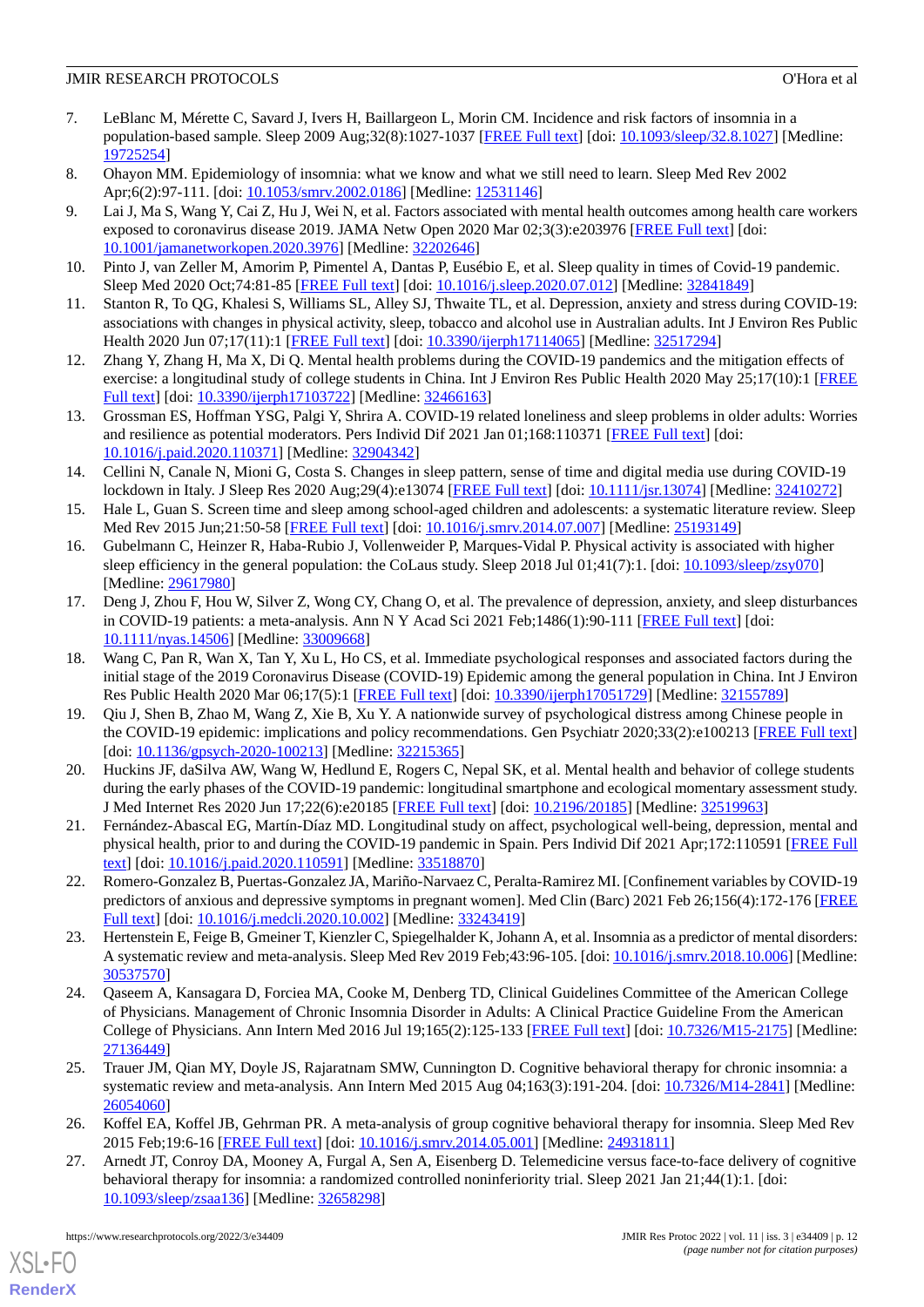7. LeBlanc M, Mérette C, Savard J, Ivers H, Baillargeon L, Morin CM. Incidence and risk factors of insomnia in a population-based sample. Sleep 2009 Aug;32(8):1027-1037 [FREE Full text] [doi: 10.1093/sleep/32.8.1027] [Medline: 19725254]
8. Ohayon MM. Epidemiology of insomnia: what we know and what we still need to learn. Sleep Med Rev 2002 Apr;6(2):97-111. [doi: 10.1053/smrv.2002.0186] [Medline: 12531146]
9. Lai J, Ma S, Wang Y, Cai Z, Hu J, Wei N, et al. Factors associated with mental health outcomes among health care workers exposed to coronavirus disease 2019. JAMA Netw Open 2020 Mar 02;3(3):e203976 [FREE Full text] [doi: 10.1001/jamanetworkopen.2020.3976] [Medline: 32202646]
10. Pinto J, van Zeller M, Amorim P, Pimentel A, Dantas P, Eusébio E, et al. Sleep quality in times of Covid-19 pandemic. Sleep Med 2020 Oct;74:81-85 [FREE Full text] [doi: 10.1016/j.sleep.2020.07.012] [Medline: 32841849]
11. Stanton R, To QG, Khalesi S, Williams SL, Alley SJ, Thwaite TL, et al. Depression, anxiety and stress during COVID-19: associations with changes in physical activity, sleep, tobacco and alcohol use in Australian adults. Int J Environ Res Public Health 2020 Jun 07;17(11):1 [FREE Full text] [doi: 10.3390/ijerph17114065] [Medline: 32517294]
12. Zhang Y, Zhang H, Ma X, Di Q. Mental health problems during the COVID-19 pandemics and the mitigation effects of exercise: a longitudinal study of college students in China. Int J Environ Res Public Health 2020 May 25;17(10):1 [FREE Full text] [doi: 10.3390/ijerph17103722] [Medline: 32466163]
13. Grossman ES, Hoffman YSG, Palgi Y, Shrira A. COVID-19 related loneliness and sleep problems in older adults: Worries and resilience as potential moderators. Pers Individ Dif 2021 Jan 01;168:110371 [FREE Full text] [doi: 10.1016/j.paid.2020.110371] [Medline: 32904342]
14. Cellini N, Canale N, Mioni G, Costa S. Changes in sleep pattern, sense of time and digital media use during COVID-19 lockdown in Italy. J Sleep Res 2020 Aug;29(4):e13074 [FREE Full text] [doi: 10.1111/jsr.13074] [Medline: 32410272]
15. Hale L, Guan S. Screen time and sleep among school-aged children and adolescents: a systematic literature review. Sleep Med Rev 2015 Jun;21:50-58 [FREE Full text] [doi: 10.1016/j.smrv.2014.07.007] [Medline: 25193149]
16. Gubelmann C, Heinzer R, Haba-Rubio J, Vollenweider P, Marques-Vidal P. Physical activity is associated with higher sleep efficiency in the general population: the CoLaus study. Sleep 2018 Jul 01;41(7):1. [doi: 10.1093/sleep/zsy070] [Medline: 29617980]
17. Deng J, Zhou F, Hou W, Silver Z, Wong CY, Chang O, et al. The prevalence of depression, anxiety, and sleep disturbances in COVID-19 patients: a meta-analysis. Ann N Y Acad Sci 2021 Feb;1486(1):90-111 [FREE Full text] [doi: 10.1111/nyas.14506] [Medline: 33009668]
18. Wang C, Pan R, Wan X, Tan Y, Xu L, Ho CS, et al. Immediate psychological responses and associated factors during the initial stage of the 2019 Coronavirus Disease (COVID-19) Epidemic among the general population in China. Int J Environ Res Public Health 2020 Mar 06;17(5):1 [FREE Full text] [doi: 10.3390/ijerph17051729] [Medline: 32155789]
19. Qiu J, Shen B, Zhao M, Wang Z, Xie B, Xu Y. A nationwide survey of psychological distress among Chinese people in the COVID-19 epidemic: implications and policy recommendations. Gen Psychiatr 2020;33(2):e100213 [FREE Full text] [doi: 10.1136/gpsych-2020-100213] [Medline: 32215365]
20. Huckins JF, daSilva AW, Wang W, Hedlund E, Rogers C, Nepal SK, et al. Mental health and behavior of college students during the early phases of the COVID-19 pandemic: longitudinal smartphone and ecological momentary assessment study. J Med Internet Res 2020 Jun 17;22(6):e20185 [FREE Full text] [doi: 10.2196/20185] [Medline: 32519963]
21. Fernández-Abascal EG, Martín-Díaz MD. Longitudinal study on affect, psychological well-being, depression, mental and physical health, prior to and during the COVID-19 pandemic in Spain. Pers Individ Dif 2021 Apr;172:110591 [FREE Full text] [doi: 10.1016/j.paid.2020.110591] [Medline: 33518870]
22. Romero-Gonzalez B, Puertas-Gonzalez JA, Mariño-Narvaez C, Peralta-Ramirez MI. [Confinement variables by COVID-19 predictors of anxious and depressive symptoms in pregnant women]. Med Clin (Barc) 2021 Feb 26;156(4):172-176 [FREE Full text] [doi: 10.1016/j.medcli.2020.10.002] [Medline: 33243419]
23. Hertenstein E, Feige B, Gmeiner T, Kienzler C, Spiegelhalder K, Johann A, et al. Insomnia as a predictor of mental disorders: A systematic review and meta-analysis. Sleep Med Rev 2019 Feb;43:96-105. [doi: 10.1016/j.smrv.2018.10.006] [Medline: 30537570]
24. Qaseem A, Kansagara D, Forciea MA, Cooke M, Denberg TD, Clinical Guidelines Committee of the American College of Physicians. Management of Chronic Insomnia Disorder in Adults: A Clinical Practice Guideline From the American College of Physicians. Ann Intern Med 2016 Jul 19;165(2):125-133 [FREE Full text] [doi: 10.7326/M15-2175] [Medline: 27136449]
25. Trauer JM, Qian MY, Doyle JS, Rajaratnam SMW, Cunnington D. Cognitive behavioral therapy for chronic insomnia: a systematic review and meta-analysis. Ann Intern Med 2015 Aug 04;163(3):191-204. [doi: 10.7326/M14-2841] [Medline: 26054060]
26. Koffel EA, Koffel JB, Gehrman PR. A meta-analysis of group cognitive behavioral therapy for insomnia. Sleep Med Rev 2015 Feb;19:6-16 [FREE Full text] [doi: 10.1016/j.smrv.2014.05.001] [Medline: 24931811]
27. Arnedt JT, Conroy DA, Mooney A, Furgal A, Sen A, Eisenberg D. Telemedicine versus face-to-face delivery of cognitive behavioral therapy for insomnia: a randomized controlled noninferiority trial. Sleep 2021 Jan 21;44(1):1. [doi: 10.1093/sleep/zsaa136] [Medline: 32658298]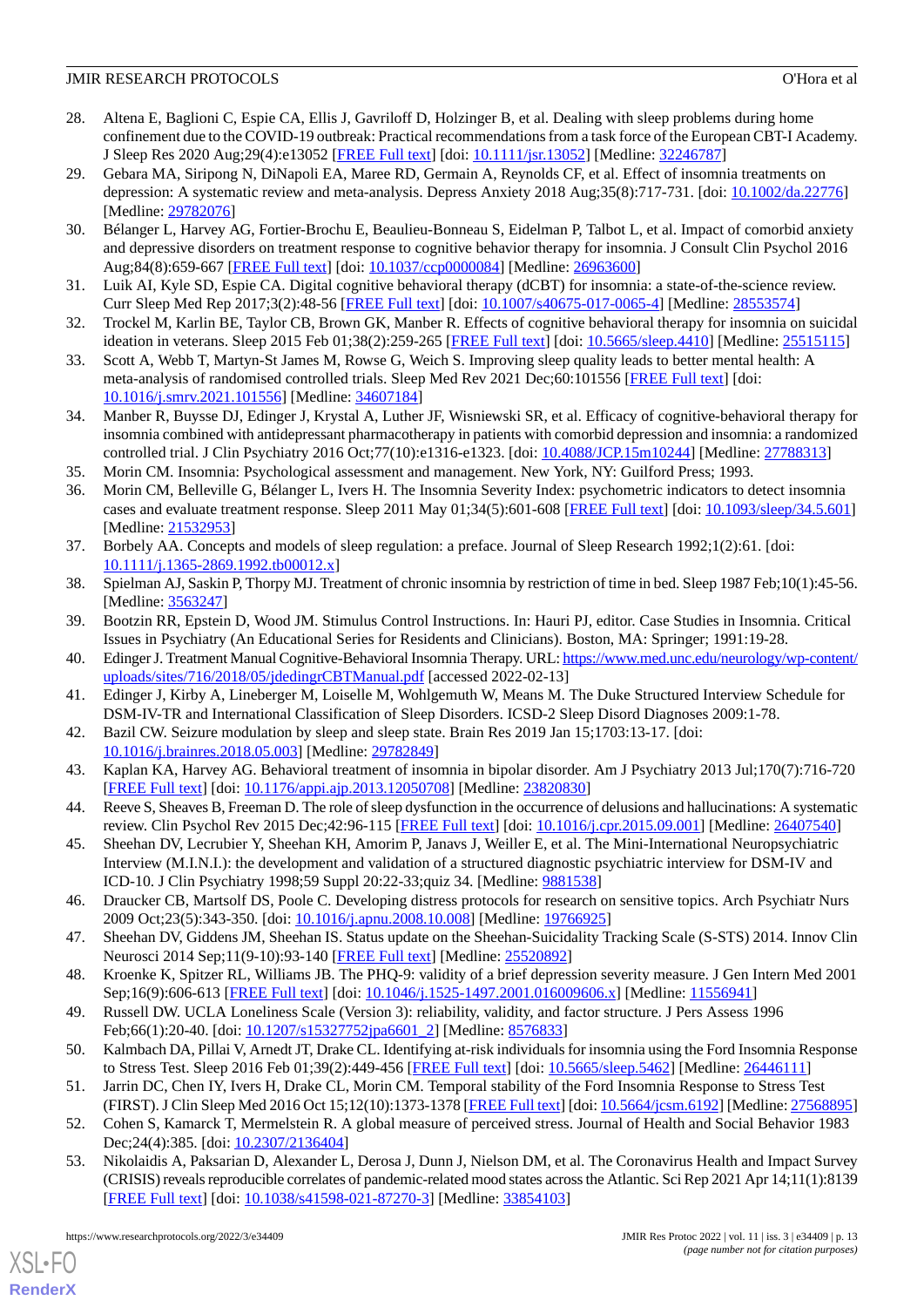28. Altena E, Baglioni C, Espie CA, Ellis J, Gavriloff D, Holzinger B, et al. Dealing with sleep problems during home confinement due to the COVID-19 outbreak: Practical recommendations from a task force of the European CBT-I Academy. J Sleep Res 2020 Aug;29(4):e13052 [FREE Full text] [doi: 10.1111/jsr.13052] [Medline: 32246787]
29. Gebara MA, Siripong N, DiNapoli EA, Maree RD, Germain A, Reynolds CF, et al. Effect of insomnia treatments on depression: A systematic review and meta-analysis. Depress Anxiety 2018 Aug;35(8):717-731. [doi: 10.1002/da.22776] [Medline: 29782076]
30. Bélanger L, Harvey AG, Fortier-Brochu E, Beaulieu-Bonneau S, Eidelman P, Talbot L, et al. Impact of comorbid anxiety and depressive disorders on treatment response to cognitive behavior therapy for insomnia. J Consult Clin Psychol 2016 Aug;84(8):659-667 [FREE Full text] [doi: 10.1037/ccp0000084] [Medline: 26963600]
31. Luik AI, Kyle SD, Espie CA. Digital cognitive behavioral therapy (dCBT) for insomnia: a state-of-the-science review. Curr Sleep Med Rep 2017;3(2):48-56 [FREE Full text] [doi: 10.1007/s40675-017-0065-4] [Medline: 28553574]
32. Trockel M, Karlin BE, Taylor CB, Brown GK, Manber R. Effects of cognitive behavioral therapy for insomnia on suicidal ideation in veterans. Sleep 2015 Feb 01;38(2):259-265 [FREE Full text] [doi: 10.5665/sleep.4410] [Medline: 25515115]
33. Scott A, Webb T, Martyn-St James M, Rowse G, Weich S. Improving sleep quality leads to better mental health: A meta-analysis of randomised controlled trials. Sleep Med Rev 2021 Dec;60:101556 [FREE Full text] [doi: 10.1016/j.smrv.2021.101556] [Medline: 34607184]
34. Manber R, Buysse DJ, Edinger J, Krystal A, Luther JF, Wisniewski SR, et al. Efficacy of cognitive-behavioral therapy for insomnia combined with antidepressant pharmacotherapy in patients with comorbid depression and insomnia: a randomized controlled trial. J Clin Psychiatry 2016 Oct;77(10):e1316-e1323. [doi: 10.4088/JCP.15m10244] [Medline: 27788313]
35. Morin CM. Insomnia: Psychological assessment and management. New York, NY: Guilford Press; 1993.
36. Morin CM, Belleville G, Bélanger L, Ivers H. The Insomnia Severity Index: psychometric indicators to detect insomnia cases and evaluate treatment response. Sleep 2011 May 01;34(5):601-608 [FREE Full text] [doi: 10.1093/sleep/34.5.601] [Medline: 21532953]
37. Borbely AA. Concepts and models of sleep regulation: a preface. Journal of Sleep Research 1992;1(2):61. [doi: 10.1111/j.1365-2869.1992.tb00012.x]
38. Spielman AJ, Saskin P, Thorpy MJ. Treatment of chronic insomnia by restriction of time in bed. Sleep 1987 Feb;10(1):45-56. [Medline: 3563247]
39. Bootzin RR, Epstein D, Wood JM. Stimulus Control Instructions. In: Hauri PJ, editor. Case Studies in Insomnia. Critical Issues in Psychiatry (An Educational Series for Residents and Clinicians). Boston, MA: Springer; 1991:19-28.
40. Edinger J. Treatment Manual Cognitive-Behavioral Insomnia Therapy. URL: https://www.med.unc.edu/neurology/wp-content/uploads/sites/716/2018/05/jdedingrCBTManual.pdf [accessed 2022-02-13]
41. Edinger J, Kirby A, Lineberger M, Loiselle M, Wohlgemuth W, Means M. The Duke Structured Interview Schedule for DSM-IV-TR and International Classification of Sleep Disorders. ICSD-2 Sleep Disord Diagnoses 2009:1-78.
42. Bazil CW. Seizure modulation by sleep and sleep state. Brain Res 2019 Jan 15;1703:13-17. [doi: 10.1016/j.brainres.2018.05.003] [Medline: 29782849]
43. Kaplan KA, Harvey AG. Behavioral treatment of insomnia in bipolar disorder. Am J Psychiatry 2013 Jul;170(7):716-720 [FREE Full text] [doi: 10.1176/appi.ajp.2013.12050708] [Medline: 23820830]
44. Reeve S, Sheaves B, Freeman D. The role of sleep dysfunction in the occurrence of delusions and hallucinations: A systematic review. Clin Psychol Rev 2015 Dec;42:96-115 [FREE Full text] [doi: 10.1016/j.cpr.2015.09.001] [Medline: 26407540]
45. Sheehan DV, Lecrubier Y, Sheehan KH, Amorim P, Janavs J, Weiller E, et al. The Mini-International Neuropsychiatric Interview (M.I.N.I.): the development and validation of a structured diagnostic psychiatric interview for DSM-IV and ICD-10. J Clin Psychiatry 1998;59 Suppl 20:22-33;quiz 34. [Medline: 9881538]
46. Draucker CB, Martsolf DS, Poole C. Developing distress protocols for research on sensitive topics. Arch Psychiatr Nurs 2009 Oct;23(5):343-350. [doi: 10.1016/j.apnu.2008.10.008] [Medline: 19766925]
47. Sheehan DV, Giddens JM, Sheehan IS. Status update on the Sheehan-Suicidality Tracking Scale (S-STS) 2014. Innov Clin Neurosci 2014 Sep;11(9-10):93-140 [FREE Full text] [Medline: 25520892]
48. Kroenke K, Spitzer RL, Williams JB. The PHQ-9: validity of a brief depression severity measure. J Gen Intern Med 2001 Sep;16(9):606-613 [FREE Full text] [doi: 10.1046/j.1525-1497.2001.016009606.x] [Medline: 11556941]
49. Russell DW. UCLA Loneliness Scale (Version 3): reliability, validity, and factor structure. J Pers Assess 1996 Feb;66(1):20-40. [doi: 10.1207/s15327752jpa6601_2] [Medline: 8576833]
50. Kalmbach DA, Pillai V, Arnedt JT, Drake CL. Identifying at-risk individuals for insomnia using the Ford Insomnia Response to Stress Test. Sleep 2016 Feb 01;39(2):449-456 [FREE Full text] [doi: 10.5665/sleep.5462] [Medline: 26446111]
51. Jarrin DC, Chen IY, Ivers H, Drake CL, Morin CM. Temporal stability of the Ford Insomnia Response to Stress Test (FIRST). J Clin Sleep Med 2016 Oct 15;12(10):1373-1378 [FREE Full text] [doi: 10.5664/jcsm.6192] [Medline: 27568895]
52. Cohen S, Kamarck T, Mermelstein R. A global measure of perceived stress. Journal of Health and Social Behavior 1983 Dec;24(4):385. [doi: 10.2307/2136404]
53. Nikolaidis A, Paksarian D, Alexander L, Derosa J, Dunn J, Nielson DM, et al. The Coronavirus Health and Impact Survey (CRISIS) reveals reproducible correlates of pandemic-related mood states across the Atlantic. Sci Rep 2021 Apr 14;11(1):8139 [FREE Full text] [doi: 10.1038/s41598-021-87270-3] [Medline: 33854103]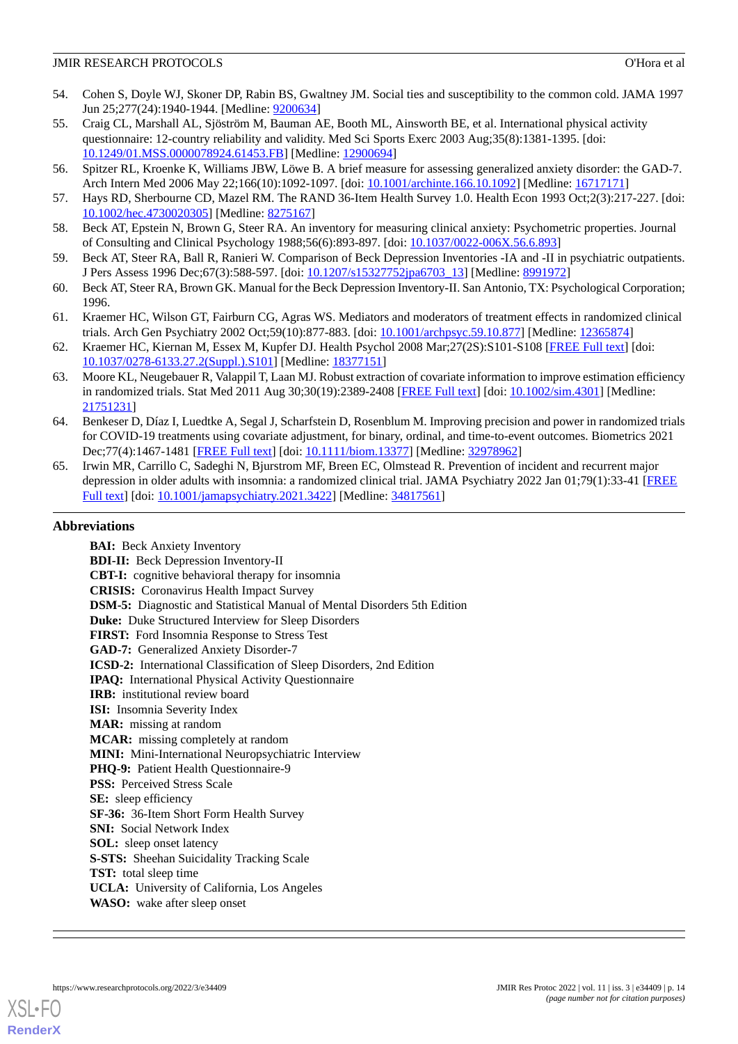54. Cohen S, Doyle WJ, Skoner DP, Rabin BS, Gwaltney JM. Social ties and susceptibility to the common cold. JAMA 1997 Jun 25;277(24):1940-1944. [Medline: 9200634]
55. Craig CL, Marshall AL, Sjöström M, Bauman AE, Booth ML, Ainsworth BE, et al. International physical activity questionnaire: 12-country reliability and validity. Med Sci Sports Exerc 2003 Aug;35(8):1381-1395. [doi: 10.1249/01.MSS.0000078924.61453.FB] [Medline: 12900694]
56. Spitzer RL, Kroenke K, Williams JBW, Löwe B. A brief measure for assessing generalized anxiety disorder: the GAD-7. Arch Intern Med 2006 May 22;166(10):1092-1097. [doi: 10.1001/archinte.166.10.1092] [Medline: 16717171]
57. Hays RD, Sherbourne CD, Mazel RM. The RAND 36-Item Health Survey 1.0. Health Econ 1993 Oct;2(3):217-227. [doi: 10.1002/hec.4730020305] [Medline: 8275167]
58. Beck AT, Epstein N, Brown G, Steer RA. An inventory for measuring clinical anxiety: Psychometric properties. Journal of Consulting and Clinical Psychology 1988;56(6):893-897. [doi: 10.1037/0022-006X.56.6.893]
59. Beck AT, Steer RA, Ball R, Ranieri W. Comparison of Beck Depression Inventories -IA and -II in psychiatric outpatients. J Pers Assess 1996 Dec;67(3):588-597. [doi: 10.1207/s15327752jpa6703_13] [Medline: 8991972]
60. Beck AT, Steer RA, Brown GK. Manual for the Beck Depression Inventory-II. San Antonio, TX: Psychological Corporation; 1996.
61. Kraemer HC, Wilson GT, Fairburn CG, Agras WS. Mediators and moderators of treatment effects in randomized clinical trials. Arch Gen Psychiatry 2002 Oct;59(10):877-883. [doi: 10.1001/archpsyc.59.10.877] [Medline: 12365874]
62. Kraemer HC, Kiernan M, Essex M, Kupfer DJ. Health Psychol 2008 Mar;27(2S):S101-S108 [FREE Full text] [doi: 10.1037/0278-6133.27.2(Suppl.).S101] [Medline: 18377151]
63. Moore KL, Neugebauer R, Valappil T, Laan MJ. Robust extraction of covariate information to improve estimation efficiency in randomized trials. Stat Med 2011 Aug 30;30(19):2389-2408 [FREE Full text] [doi: 10.1002/sim.4301] [Medline: 21751231]
64. Benkeser D, Díaz I, Luedtke A, Segal J, Scharfstein D, Rosenblum M. Improving precision and power in randomized trials for COVID-19 treatments using covariate adjustment, for binary, ordinal, and time-to-event outcomes. Biometrics 2021 Dec;77(4):1467-1481 [FREE Full text] [doi: 10.1111/biom.13377] [Medline: 32978962]
65. Irwin MR, Carrillo C, Sadeghi N, Bjurstrom MF, Breen EC, Olmstead R. Prevention of incident and recurrent major depression in older adults with insomnia: a randomized clinical trial. JAMA Psychiatry 2022 Jan 01;79(1):33-41 [FREE Full text] [doi: 10.1001/jamapsychiatry.2021.3422] [Medline: 34817561]

## Abbreviations

**BAI:** Beck Anxiety Inventory
**BDI-II:** Beck Depression Inventory-II
**CBT-I:** cognitive behavioral therapy for insomnia
**CRISIS:** Coronavirus Health Impact Survey
**DSM-5:** Diagnostic and Statistical Manual of Mental Disorders 5th Edition
**Duke:** Duke Structured Interview for Sleep Disorders
**FIRST:** Ford Insomnia Response to Stress Test
**GAD-7:** Generalized Anxiety Disorder-7
**ICSD-2:** International Classification of Sleep Disorders, 2nd Edition
**IPAQ:** International Physical Activity Questionnaire
**IRB:** institutional review board
**ISI:** Insomnia Severity Index
**MAR:** missing at random
**MCAR:** missing completely at random
**MINI:** Mini-International Neuropsychiatric Interview
**PHQ-9:** Patient Health Questionnaire-9
**PSS:** Perceived Stress Scale
**SE:** sleep efficiency
**SF-36:** 36-Item Short Form Health Survey
**SNI:** Social Network Index
**SOL:** sleep onset latency
**S-STS:** Sheehan Suicidality Tracking Scale
**TST:** total sleep time
**UCLA:** University of California, Los Angeles
**WASO:** wake after sleep onset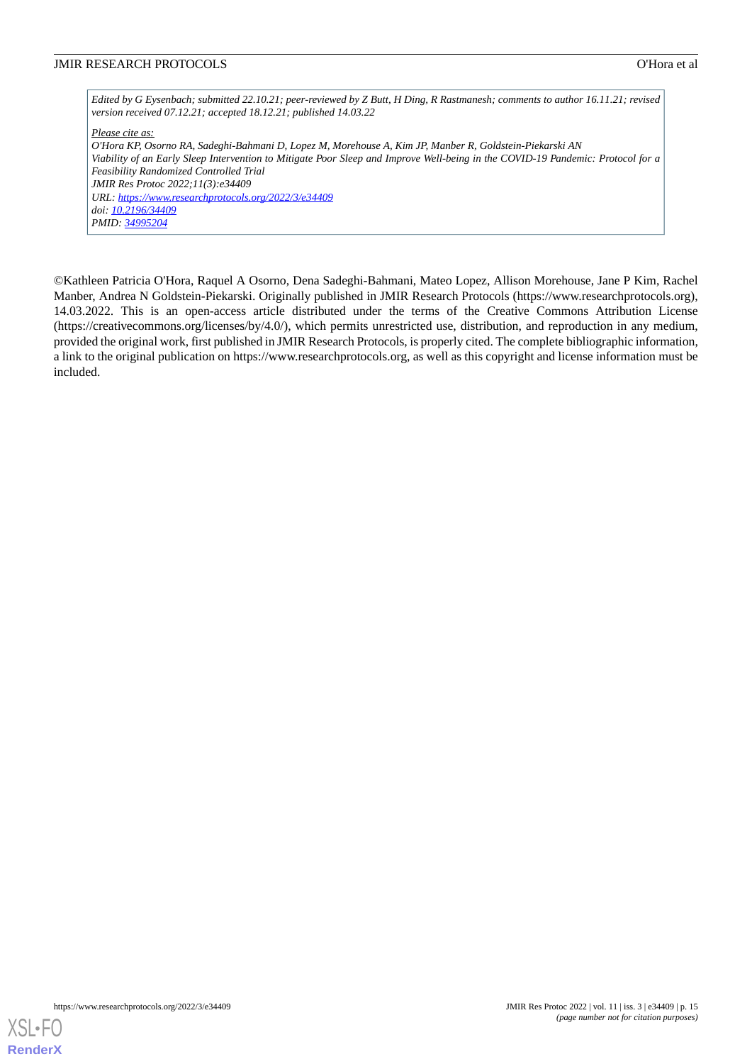*Edited by G Eysenbach; submitted 22.10.21; peer-reviewed by Z Butt, H Ding, R Rastmanesh; comments to author 16.11.21; revised version received 07.12.21; accepted 18.12.21; published 14.03.22*

*Please cite as:*
*O'Hora KP, Osorno RA, Sadeghi-Bahmani D, Lopez M, Morehouse A, Kim JP, Manber R, Goldstein-Piekarski AN*
*Viability of an Early Sleep Intervention to Mitigate Poor Sleep and Improve Well-being in the COVID-19 Pandemic: Protocol for a Feasibility Randomized Controlled Trial*
*JMIR Res Protoc 2022;11(3):e34409*
*URL: https://www.researchprotocols.org/2022/3/e34409*
*doi: 10.2196/34409*
*PMID: 34995204*

©Kathleen Patricia O'Hora, Raquel A Osorno, Dena Sadeghi-Bahmani, Mateo Lopez, Allison Morehouse, Jane P Kim, Rachel Manber, Andrea N Goldstein-Piekarski. Originally published in JMIR Research Protocols (https://www.researchprotocols.org), 14.03.2022. This is an open-access article distributed under the terms of the Creative Commons Attribution License (https://creativecommons.org/licenses/by/4.0/), which permits unrestricted use, distribution, and reproduction in any medium, provided the original work, first published in JMIR Research Protocols, is properly cited. The complete bibliographic information, a link to the original publication on https://www.researchprotocols.org, as well as this copyright and license information must be included.